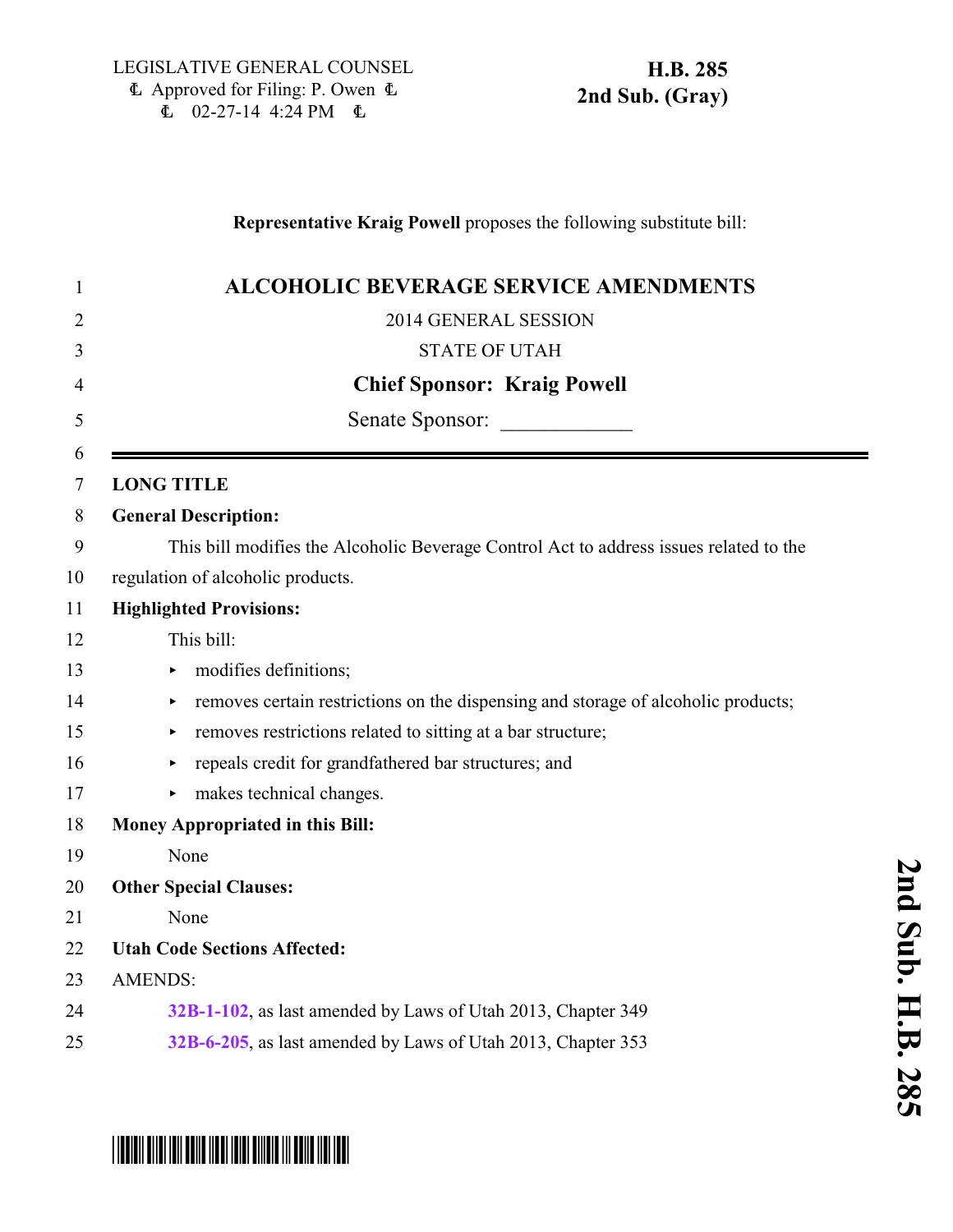LEGISLATIVE GENERAL COUNSEL
Approved for Filing: P. Owen
02-27-14 4:24 PM

**H.B. 285**
**2nd Sub. (Gray)**

**Representative Kraig Powell** proposes the following substitute bill:

# ALCOHOLIC BEVERAGE SERVICE AMENDMENTS

2014 GENERAL SESSION

STATE OF UTAH

**Chief Sponsor: Kraig Powell**

Senate Sponsor: ____________

**LONG TITLE**

**General Description:**

This bill modifies the Alcoholic Beverage Control Act to address issues related to the regulation of alcoholic products.

**Highlighted Provisions:**

This bill:

- modifies definitions;
- removes certain restrictions on the dispensing and storage of alcoholic products;
- removes restrictions related to sitting at a bar structure;
- repeals credit for grandfathered bar structures; and
- makes technical changes.

**Money Appropriated in this Bill:**

None

**Other Special Clauses:**

None

**Utah Code Sections Affected:**

AMENDS:

**32B-1-102**, as last amended by Laws of Utah 2013, Chapter 349

**32B-6-205**, as last amended by Laws of Utah 2013, Chapter 353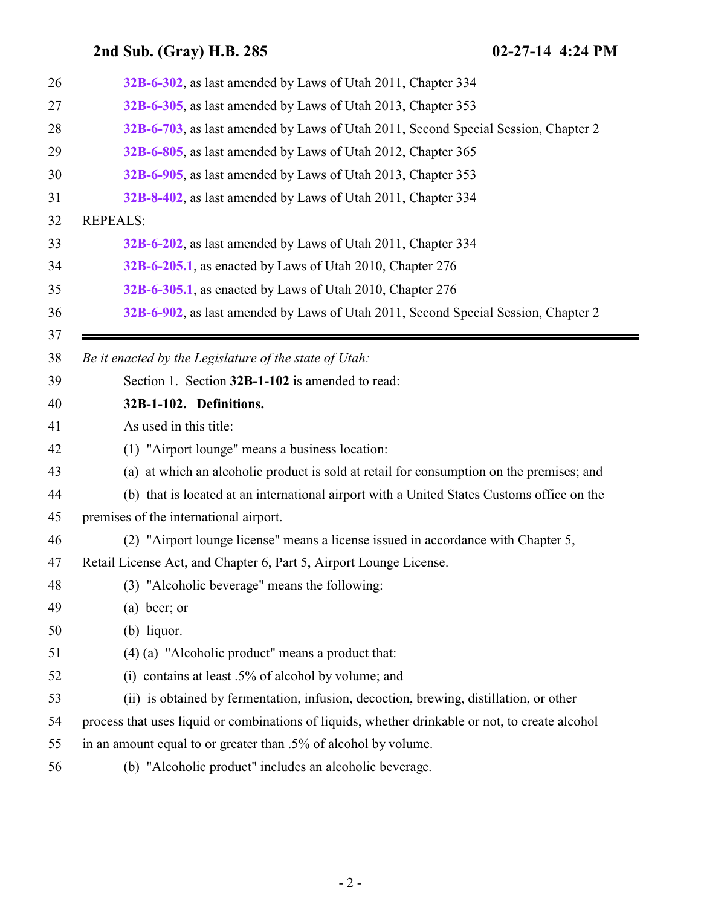32B-6-302, as last amended by Laws of Utah 2011, Chapter 334
32B-6-305, as last amended by Laws of Utah 2013, Chapter 353
32B-6-703, as last amended by Laws of Utah 2011, Second Special Session, Chapter 2
32B-6-805, as last amended by Laws of Utah 2012, Chapter 365
32B-6-905, as last amended by Laws of Utah 2013, Chapter 353
32B-8-402, as last amended by Laws of Utah 2011, Chapter 334

REPEALS:

32B-6-202, as last amended by Laws of Utah 2011, Chapter 334
32B-6-205.1, as enacted by Laws of Utah 2010, Chapter 276
32B-6-305.1, as enacted by Laws of Utah 2010, Chapter 276
32B-6-902, as last amended by Laws of Utah 2011, Second Special Session, Chapter 2

---

*Be it enacted by the Legislature of the state of Utah:*

Section 1. Section **32B-1-102** is amended to read:

**32B-1-102. Definitions.**

As used in this title:

(1) "Airport lounge" means a business location:

(a) at which an alcoholic product is sold at retail for consumption on the premises; and

(b) that is located at an international airport with a United States Customs office on the premises of the international airport.

(2) "Airport lounge license" means a license issued in accordance with Chapter 5, Retail License Act, and Chapter 6, Part 5, Airport Lounge License.

(3) "Alcoholic beverage" means the following:

(a) beer; or

(b) liquor.

(4) (a) "Alcoholic product" means a product that:

(i) contains at least .5% of alcohol by volume; and

(ii) is obtained by fermentation, infusion, decoction, brewing, distillation, or other process that uses liquid or combinations of liquids, whether drinkable or not, to create alcohol in an amount equal to or greater than .5% of alcohol by volume.

(b) "Alcoholic product" includes an alcoholic beverage.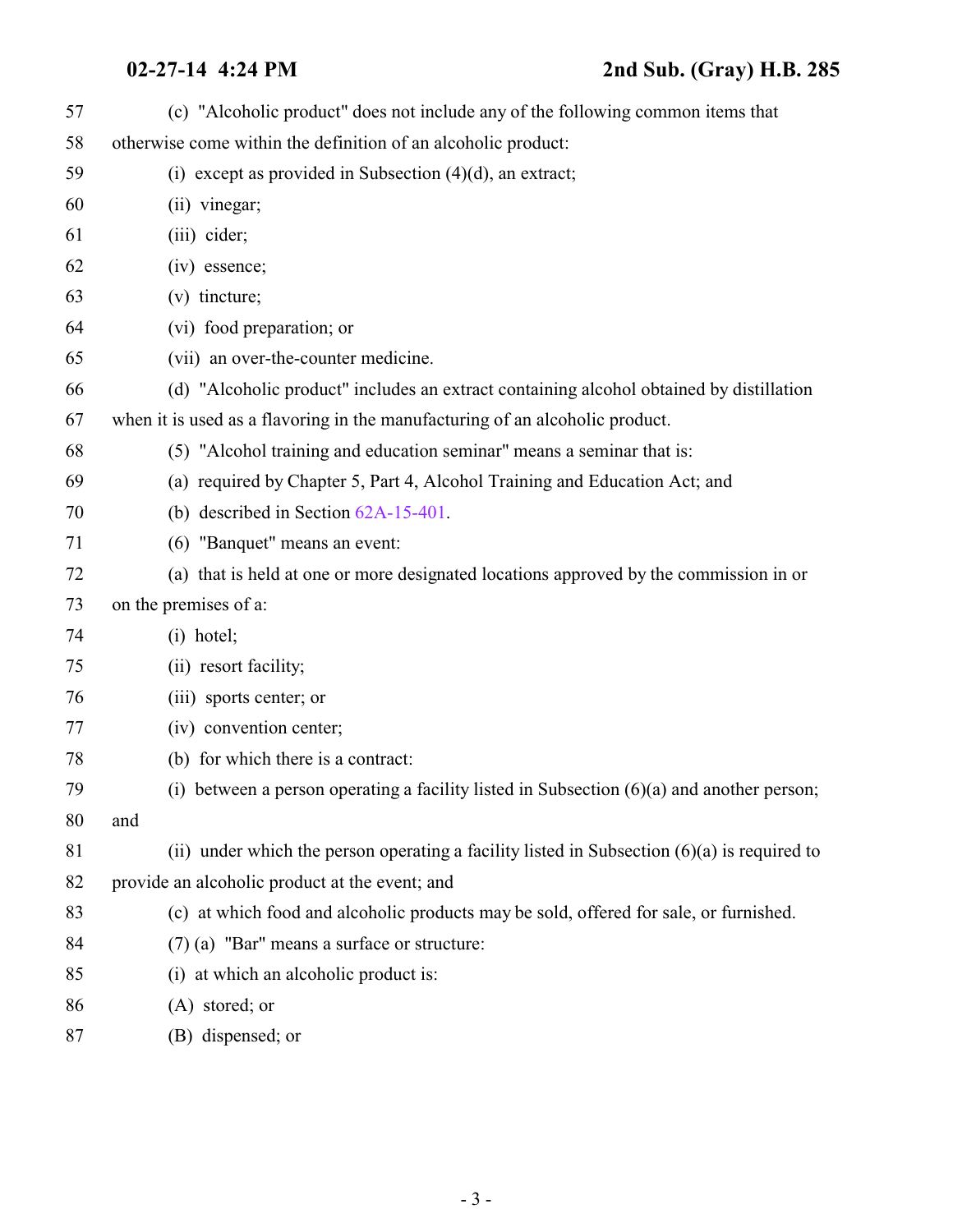(c) "Alcoholic product" does not include any of the following common items that otherwise come within the definition of an alcoholic product:

(i) except as provided in Subsection (4)(d), an extract;

(ii) vinegar;

(iii) cider;

(iv) essence;

(v) tincture;

(vi) food preparation; or

(vii) an over-the-counter medicine.

(d) "Alcoholic product" includes an extract containing alcohol obtained by distillation when it is used as a flavoring in the manufacturing of an alcoholic product.

(5) "Alcohol training and education seminar" means a seminar that is:

(a) required by Chapter 5, Part 4, Alcohol Training and Education Act; and

(b) described in Section 62A-15-401.

(6) "Banquet" means an event:

(a) that is held at one or more designated locations approved by the commission in or on the premises of a:

(i) hotel;

(ii) resort facility;

(iii) sports center; or

(iv) convention center;

(b) for which there is a contract:

(i) between a person operating a facility listed in Subsection (6)(a) and another person; and

(ii) under which the person operating a facility listed in Subsection (6)(a) is required to provide an alcoholic product at the event; and

(c) at which food and alcoholic products may be sold, offered for sale, or furnished.

(7) (a) "Bar" means a surface or structure:

(i) at which an alcoholic product is:

(A) stored; or

(B) dispensed; or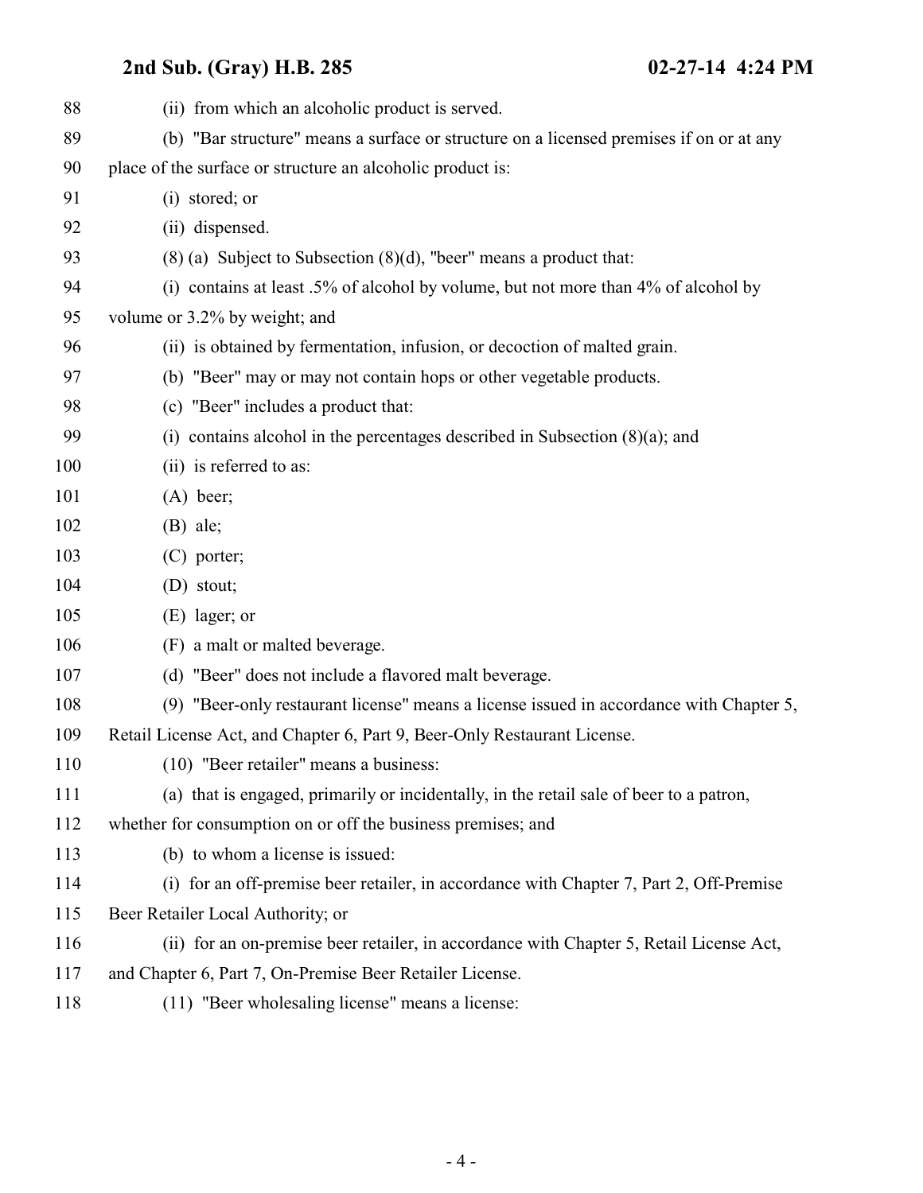(ii) from which an alcoholic product is served.

(b) "Bar structure" means a surface or structure on a licensed premises if on or at any place of the surface or structure an alcoholic product is:

(i) stored; or

(ii) dispensed.

(8) (a) Subject to Subsection (8)(d), "beer" means a product that:

(i) contains at least .5% of alcohol by volume, but not more than 4% of alcohol by volume or 3.2% by weight; and

(ii) is obtained by fermentation, infusion, or decoction of malted grain.

(b) "Beer" may or may not contain hops or other vegetable products.

(c) "Beer" includes a product that:

(i) contains alcohol in the percentages described in Subsection (8)(a); and

(ii) is referred to as:

(A) beer;

(B) ale;

(C) porter;

(D) stout;

(E) lager; or

(F) a malt or malted beverage.

(d) "Beer" does not include a flavored malt beverage.

(9) "Beer-only restaurant license" means a license issued in accordance with Chapter 5, Retail License Act, and Chapter 6, Part 9, Beer-Only Restaurant License.

(10) "Beer retailer" means a business:

(a) that is engaged, primarily or incidentally, in the retail sale of beer to a patron, whether for consumption on or off the business premises; and

(b) to whom a license is issued:

(i) for an off-premise beer retailer, in accordance with Chapter 7, Part 2, Off-Premise Beer Retailer Local Authority; or

(ii) for an on-premise beer retailer, in accordance with Chapter 5, Retail License Act, and Chapter 6, Part 7, On-Premise Beer Retailer License.

(11) "Beer wholesaling license" means a license: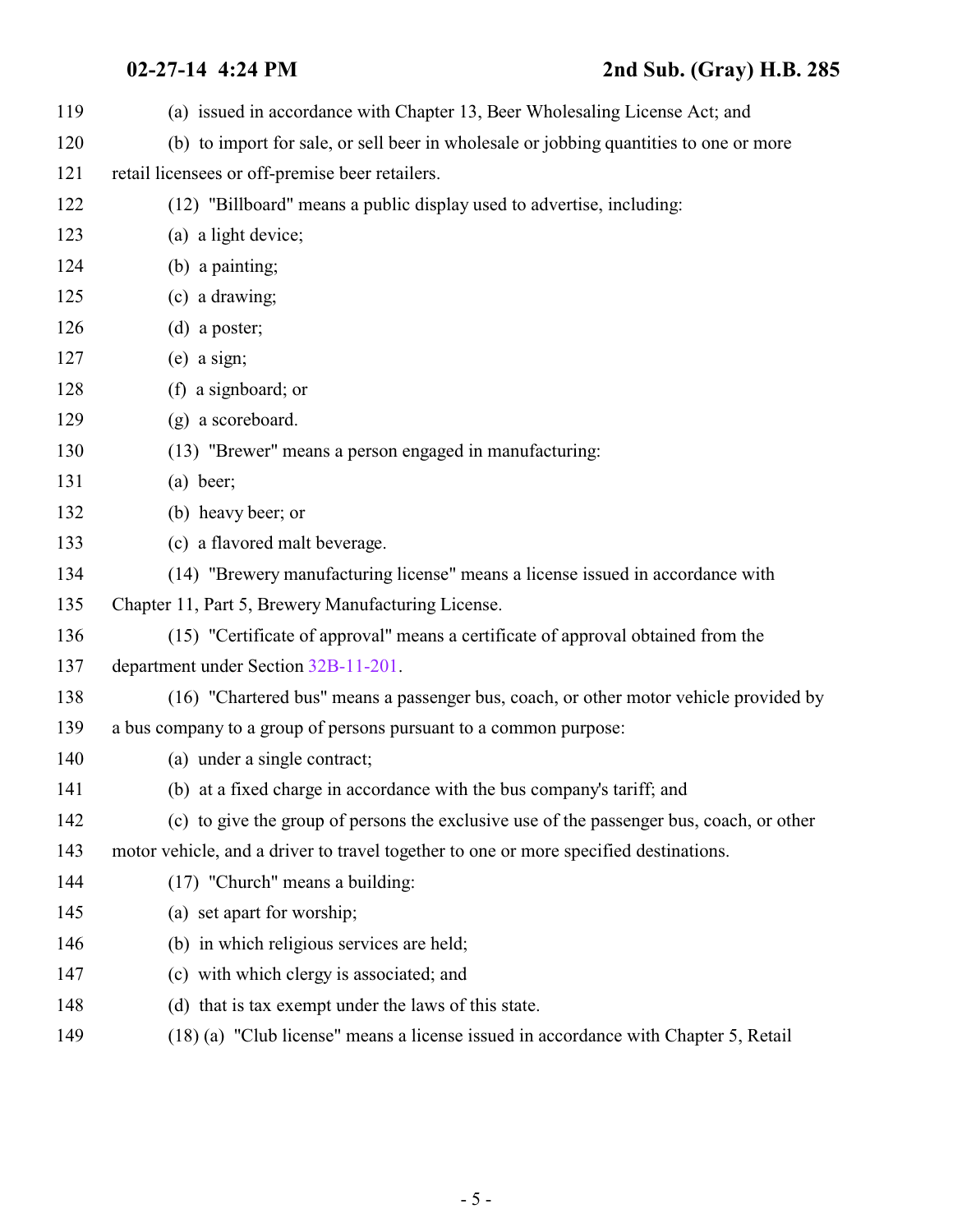(a) issued in accordance with Chapter 13, Beer Wholesaling License Act; and

(b) to import for sale, or sell beer in wholesale or jobbing quantities to one or more retail licensees or off-premise beer retailers.

(12) "Billboard" means a public display used to advertise, including:

(a) a light device;

(b) a painting;

(c) a drawing;

(d) a poster;

(e) a sign;

(f) a signboard; or

(g) a scoreboard.

(13) "Brewer" means a person engaged in manufacturing:

(a) beer;

(b) heavy beer; or

(c) a flavored malt beverage.

(14) "Brewery manufacturing license" means a license issued in accordance with Chapter 11, Part 5, Brewery Manufacturing License.

(15) "Certificate of approval" means a certificate of approval obtained from the department under Section 32B-11-201.

(16) "Chartered bus" means a passenger bus, coach, or other motor vehicle provided by a bus company to a group of persons pursuant to a common purpose:

(a) under a single contract;

(b) at a fixed charge in accordance with the bus company's tariff; and

(c) to give the group of persons the exclusive use of the passenger bus, coach, or other motor vehicle, and a driver to travel together to one or more specified destinations.

(17) "Church" means a building:

(a) set apart for worship;

(b) in which religious services are held;

(c) with which clergy is associated; and

(d) that is tax exempt under the laws of this state.

(18) (a) "Club license" means a license issued in accordance with Chapter 5, Retail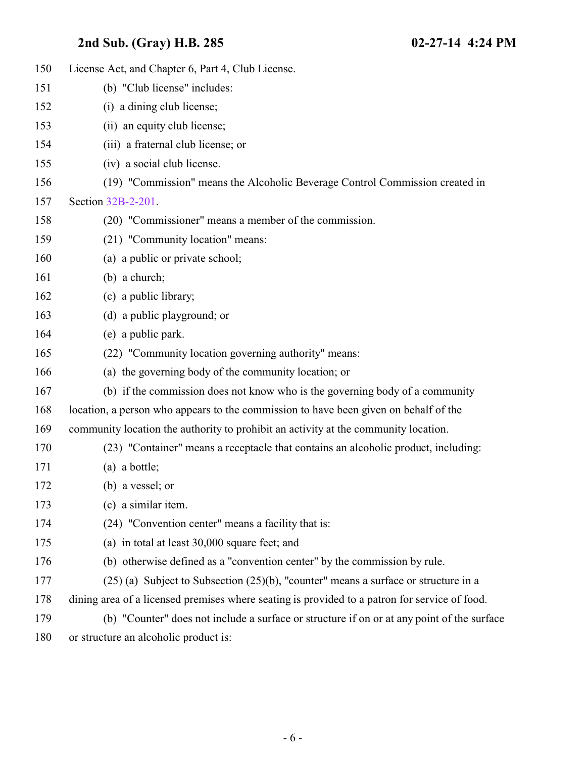License Act, and Chapter 6, Part 4, Club License.

(b) "Club license" includes:

(i) a dining club license;

(ii) an equity club license;

(iii) a fraternal club license; or

(iv) a social club license.

(19) "Commission" means the Alcoholic Beverage Control Commission created in Section 32B-2-201.

(20) "Commissioner" means a member of the commission.

(21) "Community location" means:

(a) a public or private school;

(b) a church;

(c) a public library;

(d) a public playground; or

(e) a public park.

(22) "Community location governing authority" means:

(a) the governing body of the community location; or

(b) if the commission does not know who is the governing body of a community location, a person who appears to the commission to have been given on behalf of the community location the authority to prohibit an activity at the community location.

(23) "Container" means a receptacle that contains an alcoholic product, including:

(a) a bottle;

(b) a vessel; or

(c) a similar item.

(24) "Convention center" means a facility that is:

(a) in total at least 30,000 square feet; and

(b) otherwise defined as a "convention center" by the commission by rule.

(25) (a) Subject to Subsection (25)(b), "counter" means a surface or structure in a dining area of a licensed premises where seating is provided to a patron for service of food.

(b) "Counter" does not include a surface or structure if on or at any point of the surface or structure an alcoholic product is: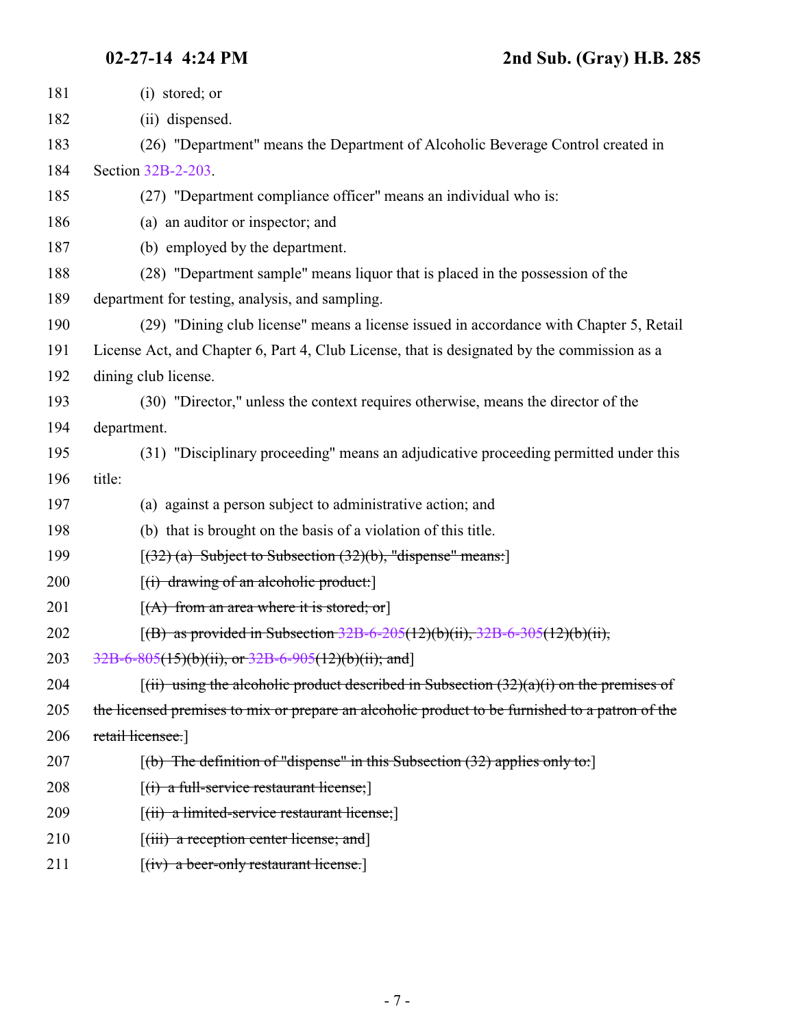(i) stored; or

(ii) dispensed.

(26) "Department" means the Department of Alcoholic Beverage Control created in Section 32B-2-203.

(27) "Department compliance officer" means an individual who is:

(a) an auditor or inspector; and

(b) employed by the department.

(28) "Department sample" means liquor that is placed in the possession of the department for testing, analysis, and sampling.

(29) "Dining club license" means a license issued in accordance with Chapter 5, Retail License Act, and Chapter 6, Part 4, Club License, that is designated by the commission as a dining club license.

(30) "Director," unless the context requires otherwise, means the director of the department.

(31) "Disciplinary proceeding" means an adjudicative proceeding permitted under this title:

(a) against a person subject to administrative action; and

(b) that is brought on the basis of a violation of this title.

[~~(32) (a) Subject to Subsection (32)(b), "dispense" means:~~]

[~~(i) drawing of an alcoholic product:~~]

[~~(A) from an area where it is stored; or~~]

[~~(B) as provided in Subsection 32B-6-205(12)(b)(ii), 32B-6-305(12)(b)(ii), 32B-6-805(15)(b)(ii), or 32B-6-905(12)(b)(ii); and~~]

[~~(ii) using the alcoholic product described in Subsection (32)(a)(i) on the premises of the licensed premises to mix or prepare an alcoholic product to be furnished to a patron of the retail licensee.~~]

[~~(b) The definition of "dispense" in this Subsection (32) applies only to:~~]

[~~(i) a full-service restaurant license;~~]

[~~(ii) a limited-service restaurant license;~~]

[~~(iii) a reception center license; and~~]

[~~(iv) a beer-only restaurant license.~~]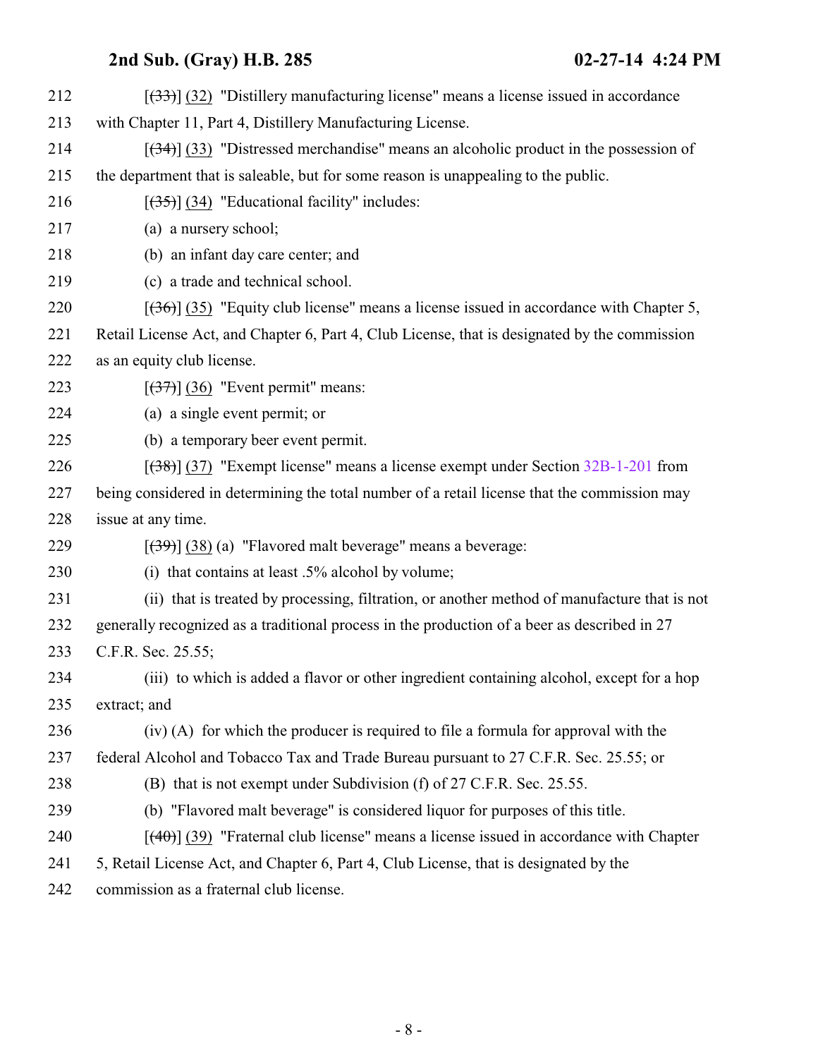212 [~~(33)~~] (32) "Distillery manufacturing license" means a license issued in accordance
213 with Chapter 11, Part 4, Distillery Manufacturing License.
214 [~~(34)~~] (33) "Distressed merchandise" means an alcoholic product in the possession of
215 the department that is saleable, but for some reason is unappealing to the public.
216 [~~(35)~~] (34) "Educational facility" includes:
217 (a) a nursery school;
218 (b) an infant day care center; and
219 (c) a trade and technical school.
220 [~~(36)~~] (35) "Equity club license" means a license issued in accordance with Chapter 5,
221 Retail License Act, and Chapter 6, Part 4, Club License, that is designated by the commission
222 as an equity club license.
223 [~~(37)~~] (36) "Event permit" means:
224 (a) a single event permit; or
225 (b) a temporary beer event permit.
226 [~~(38)~~] (37) "Exempt license" means a license exempt under Section 32B-1-201 from
227 being considered in determining the total number of a retail license that the commission may
228 issue at any time.
229 [~~(39)~~] (38) (a) "Flavored malt beverage" means a beverage:
230 (i) that contains at least .5% alcohol by volume;
231 (ii) that is treated by processing, filtration, or another method of manufacture that is not
232 generally recognized as a traditional process in the production of a beer as described in 27
233 C.F.R. Sec. 25.55;
234 (iii) to which is added a flavor or other ingredient containing alcohol, except for a hop
235 extract; and
236 (iv) (A) for which the producer is required to file a formula for approval with the
237 federal Alcohol and Tobacco Tax and Trade Bureau pursuant to 27 C.F.R. Sec. 25.55; or
238 (B) that is not exempt under Subdivision (f) of 27 C.F.R. Sec. 25.55.
239 (b) "Flavored malt beverage" is considered liquor for purposes of this title.
240 [~~(40)~~] (39) "Fraternal club license" means a license issued in accordance with Chapter
241 5, Retail License Act, and Chapter 6, Part 4, Club License, that is designated by the
242 commission as a fraternal club license.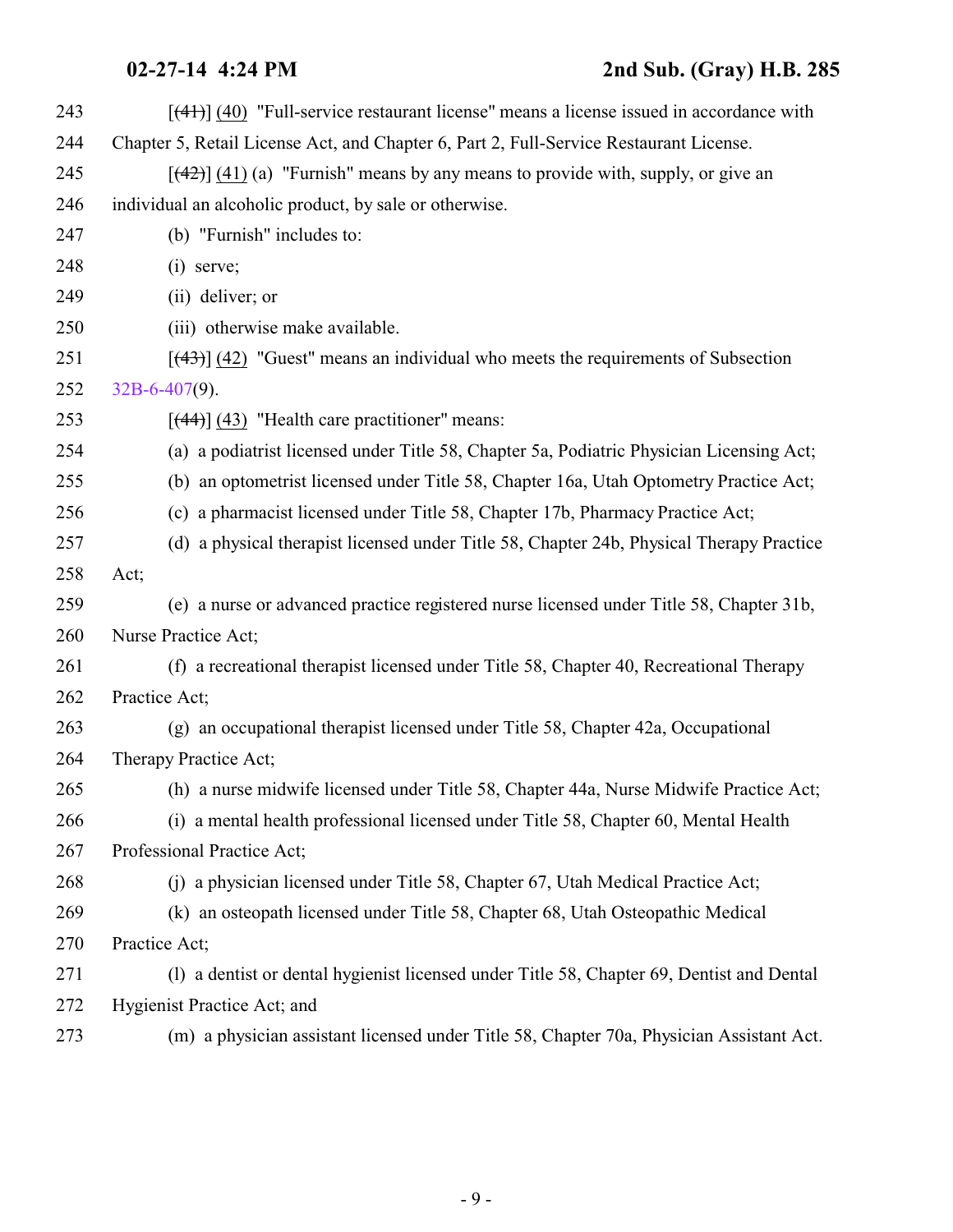[~~(41)~~] <u>(40)</u> "Full-service restaurant license" means a license issued in accordance with Chapter 5, Retail License Act, and Chapter 6, Part 2, Full-Service Restaurant License.

[~~(42)~~] <u>(41)</u> (a) "Furnish" means by any means to provide with, supply, or give an individual an alcoholic product, by sale or otherwise.

(b) "Furnish" includes to:

(i) serve;

(ii) deliver; or

(iii) otherwise make available.

[~~(43)~~] <u>(42)</u> "Guest" means an individual who meets the requirements of Subsection 32B-6-407(9).

[~~(44)~~] <u>(43)</u> "Health care practitioner" means:

(a) a podiatrist licensed under Title 58, Chapter 5a, Podiatric Physician Licensing Act;

(b) an optometrist licensed under Title 58, Chapter 16a, Utah Optometry Practice Act;

(c) a pharmacist licensed under Title 58, Chapter 17b, Pharmacy Practice Act;

(d) a physical therapist licensed under Title 58, Chapter 24b, Physical Therapy Practice Act;

(e) a nurse or advanced practice registered nurse licensed under Title 58, Chapter 31b, Nurse Practice Act;

(f) a recreational therapist licensed under Title 58, Chapter 40, Recreational Therapy Practice Act;

(g) an occupational therapist licensed under Title 58, Chapter 42a, Occupational Therapy Practice Act;

(h) a nurse midwife licensed under Title 58, Chapter 44a, Nurse Midwife Practice Act;

(i) a mental health professional licensed under Title 58, Chapter 60, Mental Health Professional Practice Act;

(j) a physician licensed under Title 58, Chapter 67, Utah Medical Practice Act;

(k) an osteopath licensed under Title 58, Chapter 68, Utah Osteopathic Medical Practice Act;

(l) a dentist or dental hygienist licensed under Title 58, Chapter 69, Dentist and Dental Hygienist Practice Act; and

(m) a physician assistant licensed under Title 58, Chapter 70a, Physician Assistant Act.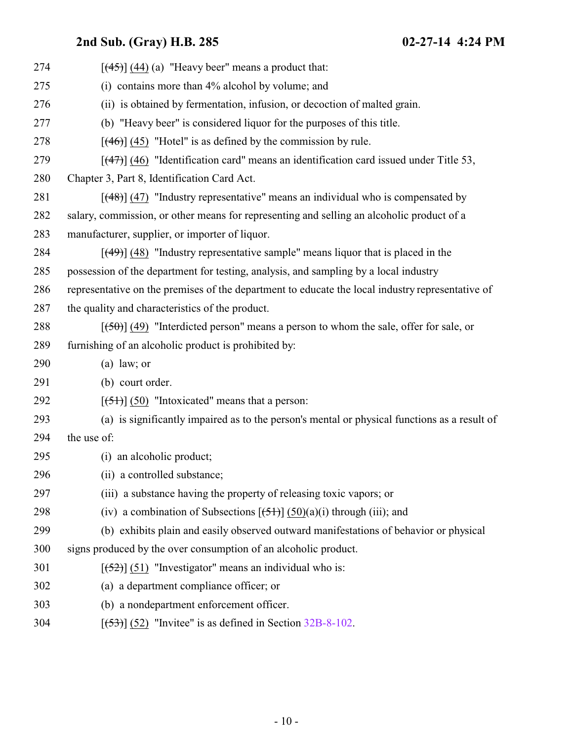[~~(45)~~] (44) (a) "Heavy beer" means a product that:

(i) contains more than 4% alcohol by volume; and

(ii) is obtained by fermentation, infusion, or decoction of malted grain.

(b) "Heavy beer" is considered liquor for the purposes of this title.

[~~(46)~~] (45) "Hotel" is as defined by the commission by rule.

[~~(47)~~] (46) "Identification card" means an identification card issued under Title 53, Chapter 3, Part 8, Identification Card Act.

[~~(48)~~] (47) "Industry representative" means an individual who is compensated by salary, commission, or other means for representing and selling an alcoholic product of a manufacturer, supplier, or importer of liquor.

[~~(49)~~] (48) "Industry representative sample" means liquor that is placed in the possession of the department for testing, analysis, and sampling by a local industry representative on the premises of the department to educate the local industry representative of the quality and characteristics of the product.

[~~(50)~~] (49) "Interdicted person" means a person to whom the sale, offer for sale, or furnishing of an alcoholic product is prohibited by:

(a) law; or

(b) court order.

[~~(51)~~] (50) "Intoxicated" means that a person:

(a) is significantly impaired as to the person's mental or physical functions as a result of the use of:

(i) an alcoholic product;

(ii) a controlled substance;

(iii) a substance having the property of releasing toxic vapors; or

(iv) a combination of Subsections [~~(51)~~] (50)(a)(i) through (iii); and

(b) exhibits plain and easily observed outward manifestations of behavior or physical signs produced by the over consumption of an alcoholic product.

[~~(52)~~] (51) "Investigator" means an individual who is:

(a) a department compliance officer; or

(b) a nondepartment enforcement officer.

[~~(53)~~] (52) "Invitee" is as defined in Section 32B-8-102.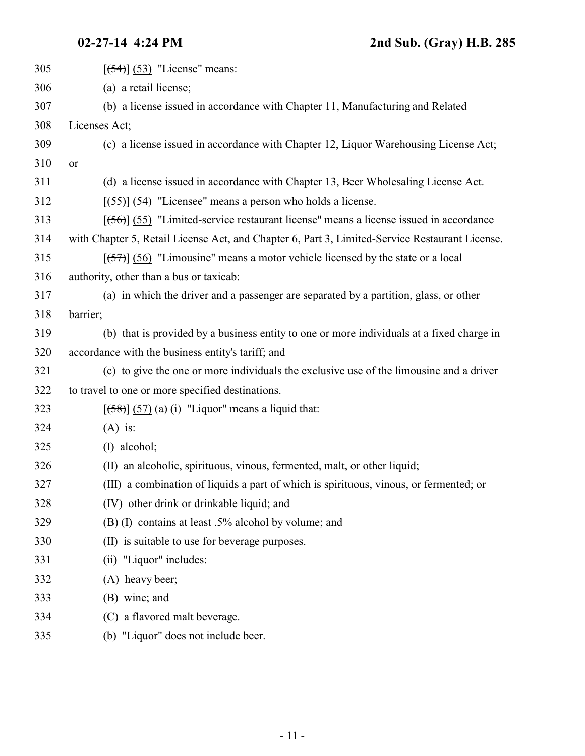[(54)] (53) "License" means:

(a) a retail license;

(b) a license issued in accordance with Chapter 11, Manufacturing and Related Licenses Act;

(c) a license issued in accordance with Chapter 12, Liquor Warehousing License Act; or

(d) a license issued in accordance with Chapter 13, Beer Wholesaling License Act.

[(55)] (54) "Licensee" means a person who holds a license.

[(56)] (55) "Limited-service restaurant license" means a license issued in accordance with Chapter 5, Retail License Act, and Chapter 6, Part 3, Limited-Service Restaurant License.

[(57)] (56) "Limousine" means a motor vehicle licensed by the state or a local authority, other than a bus or taxicab:

(a) in which the driver and a passenger are separated by a partition, glass, or other barrier;

(b) that is provided by a business entity to one or more individuals at a fixed charge in accordance with the business entity's tariff; and

(c) to give the one or more individuals the exclusive use of the limousine and a driver to travel to one or more specified destinations.

[(58)] (57) (a) (i) "Liquor" means a liquid that:

(A) is:

(I) alcohol;

(II) an alcoholic, spirituous, vinous, fermented, malt, or other liquid;

(III) a combination of liquids a part of which is spirituous, vinous, or fermented; or

(IV) other drink or drinkable liquid; and

(B) (I) contains at least .5% alcohol by volume; and

(II) is suitable to use for beverage purposes.

(ii) "Liquor" includes:

(A) heavy beer;

(B) wine; and

(C) a flavored malt beverage.

(b) "Liquor" does not include beer.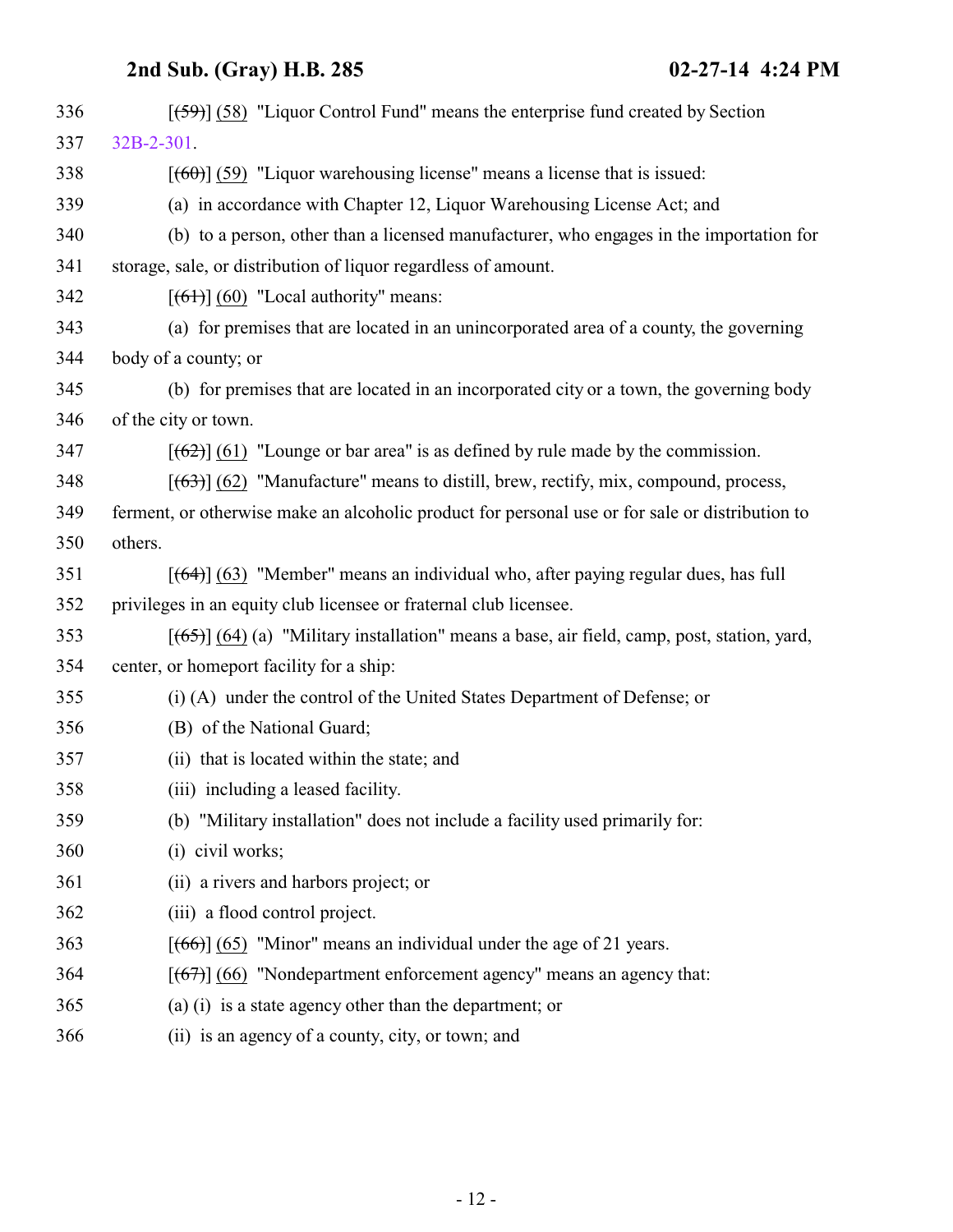[~~(59)~~] (58) "Liquor Control Fund" means the enterprise fund created by Section 32B-2-301.

[~~(60)~~] (59) "Liquor warehousing license" means a license that is issued:

(a) in accordance with Chapter 12, Liquor Warehousing License Act; and

(b) to a person, other than a licensed manufacturer, who engages in the importation for storage, sale, or distribution of liquor regardless of amount.

[~~(61)~~] (60) "Local authority" means:

(a) for premises that are located in an unincorporated area of a county, the governing body of a county; or

(b) for premises that are located in an incorporated city or a town, the governing body of the city or town.

[~~(62)~~] (61) "Lounge or bar area" is as defined by rule made by the commission.

[~~(63)~~] (62) "Manufacture" means to distill, brew, rectify, mix, compound, process, ferment, or otherwise make an alcoholic product for personal use or for sale or distribution to others.

[~~(64)~~] (63) "Member" means an individual who, after paying regular dues, has full privileges in an equity club licensee or fraternal club licensee.

[~~(65)~~] (64) (a) "Military installation" means a base, air field, camp, post, station, yard, center, or homeport facility for a ship:

(i) (A) under the control of the United States Department of Defense; or

(B) of the National Guard;

(ii) that is located within the state; and

(iii) including a leased facility.

(b) "Military installation" does not include a facility used primarily for:

(i) civil works;

(ii) a rivers and harbors project; or

(iii) a flood control project.

[~~(66)~~] (65) "Minor" means an individual under the age of 21 years.

[~~(67)~~] (66) "Nondepartment enforcement agency" means an agency that:

(a) (i) is a state agency other than the department; or

(ii) is an agency of a county, city, or town; and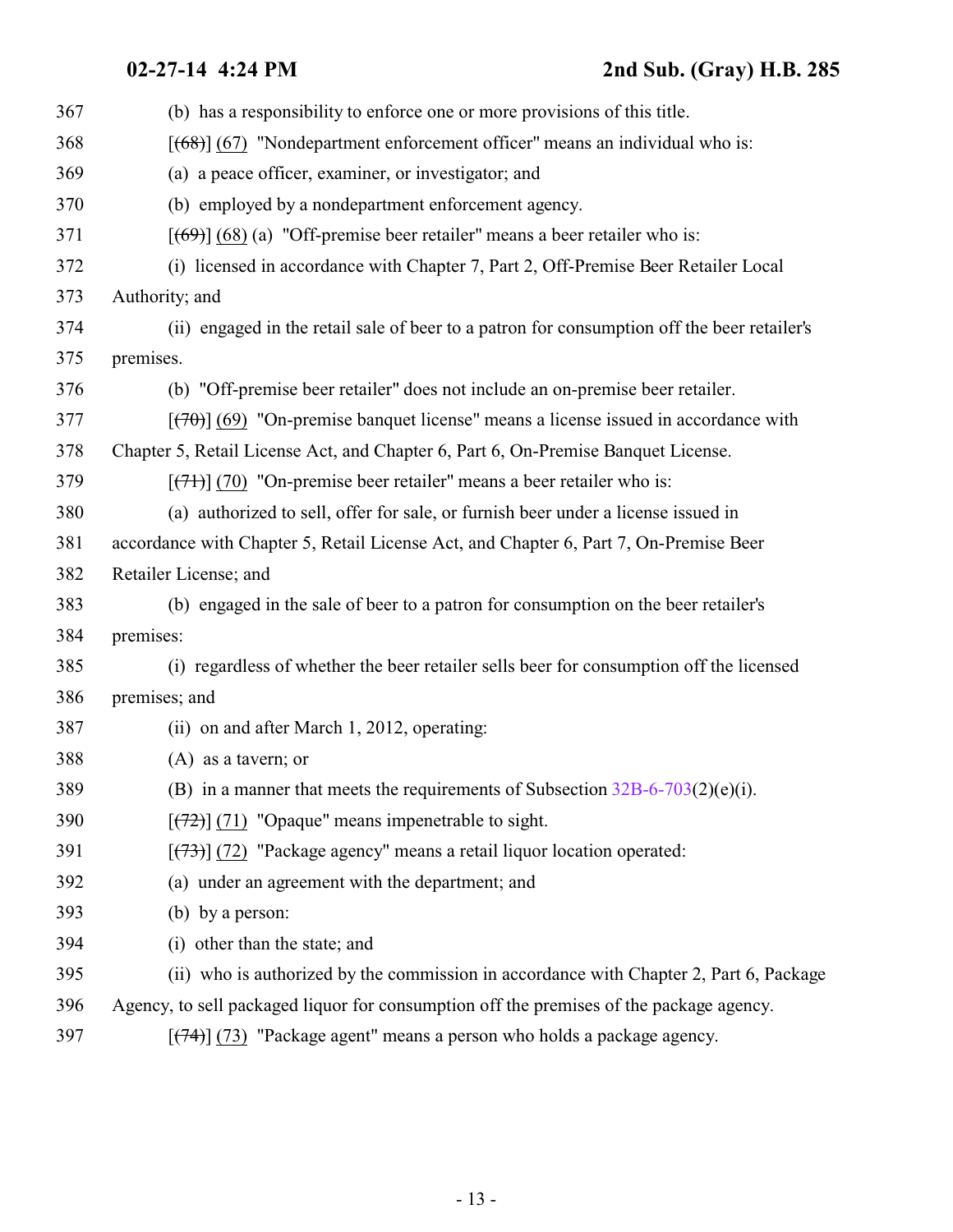(b) has a responsibility to enforce one or more provisions of this title.

[~~(68)~~] (67) "Nondepartment enforcement officer" means an individual who is:

(a) a peace officer, examiner, or investigator; and

(b) employed by a nondepartment enforcement agency.

[~~(69)~~] (68) (a) "Off-premise beer retailer" means a beer retailer who is:

(i) licensed in accordance with Chapter 7, Part 2, Off-Premise Beer Retailer Local Authority; and

(ii) engaged in the retail sale of beer to a patron for consumption off the beer retailer's premises.

(b) "Off-premise beer retailer" does not include an on-premise beer retailer.

[~~(70)~~] (69) "On-premise banquet license" means a license issued in accordance with Chapter 5, Retail License Act, and Chapter 6, Part 6, On-Premise Banquet License.

[~~(71)~~] (70) "On-premise beer retailer" means a beer retailer who is:

(a) authorized to sell, offer for sale, or furnish beer under a license issued in accordance with Chapter 5, Retail License Act, and Chapter 6, Part 7, On-Premise Beer Retailer License; and

(b) engaged in the sale of beer to a patron for consumption on the beer retailer's premises:

(i) regardless of whether the beer retailer sells beer for consumption off the licensed premises; and

(ii) on and after March 1, 2012, operating:

(A) as a tavern; or

(B) in a manner that meets the requirements of Subsection 32B-6-703(2)(e)(i).

[~~(72)~~] (71) "Opaque" means impenetrable to sight.

[~~(73)~~] (72) "Package agency" means a retail liquor location operated:

(a) under an agreement with the department; and

(b) by a person:

(i) other than the state; and

(ii) who is authorized by the commission in accordance with Chapter 2, Part 6, Package Agency, to sell packaged liquor for consumption off the premises of the package agency.

[~~(74)~~] (73) "Package agent" means a person who holds a package agency.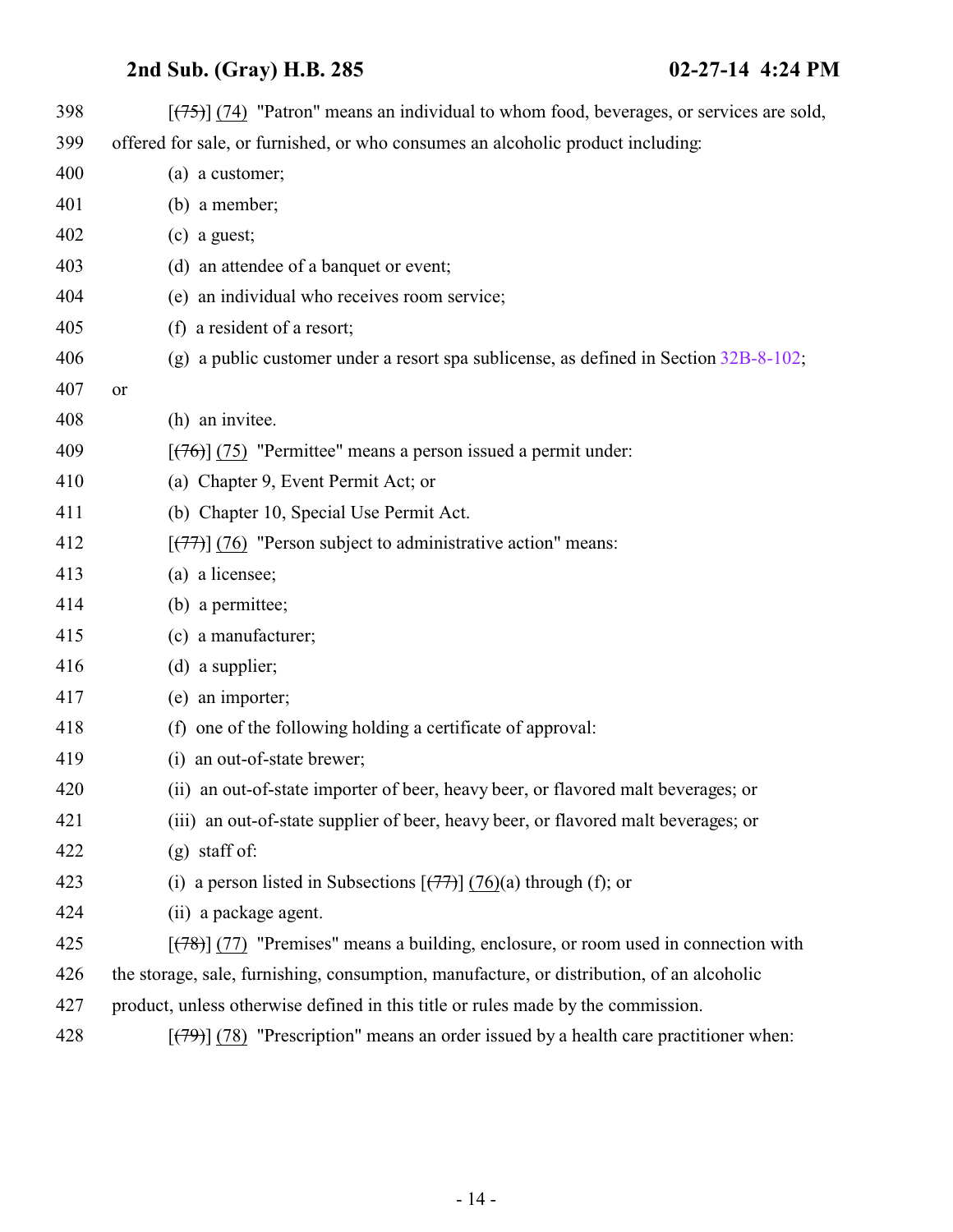[~~(75)~~] (74) "Patron" means an individual to whom food, beverages, or services are sold, offered for sale, or furnished, or who consumes an alcoholic product including:

(a) a customer;

(b) a member;

(c) a guest;

(d) an attendee of a banquet or event;

(e) an individual who receives room service;

(f) a resident of a resort;

(g) a public customer under a resort spa sublicense, as defined in Section 32B-8-102; or

(h) an invitee.

[~~(76)~~] (75) "Permittee" means a person issued a permit under:

(a) Chapter 9, Event Permit Act; or

(b) Chapter 10, Special Use Permit Act.

[~~(77)~~] (76) "Person subject to administrative action" means:

(a) a licensee;

(b) a permittee;

(c) a manufacturer;

(d) a supplier;

(e) an importer;

(f) one of the following holding a certificate of approval:

(i) an out-of-state brewer;

(ii) an out-of-state importer of beer, heavy beer, or flavored malt beverages; or

(iii) an out-of-state supplier of beer, heavy beer, or flavored malt beverages; or

(g) staff of:

(i) a person listed in Subsections [~~(77)~~] (76)(a) through (f); or

(ii) a package agent.

[~~(78)~~] (77) "Premises" means a building, enclosure, or room used in connection with the storage, sale, furnishing, consumption, manufacture, or distribution, of an alcoholic product, unless otherwise defined in this title or rules made by the commission.

[~~(79)~~] (78) "Prescription" means an order issued by a health care practitioner when: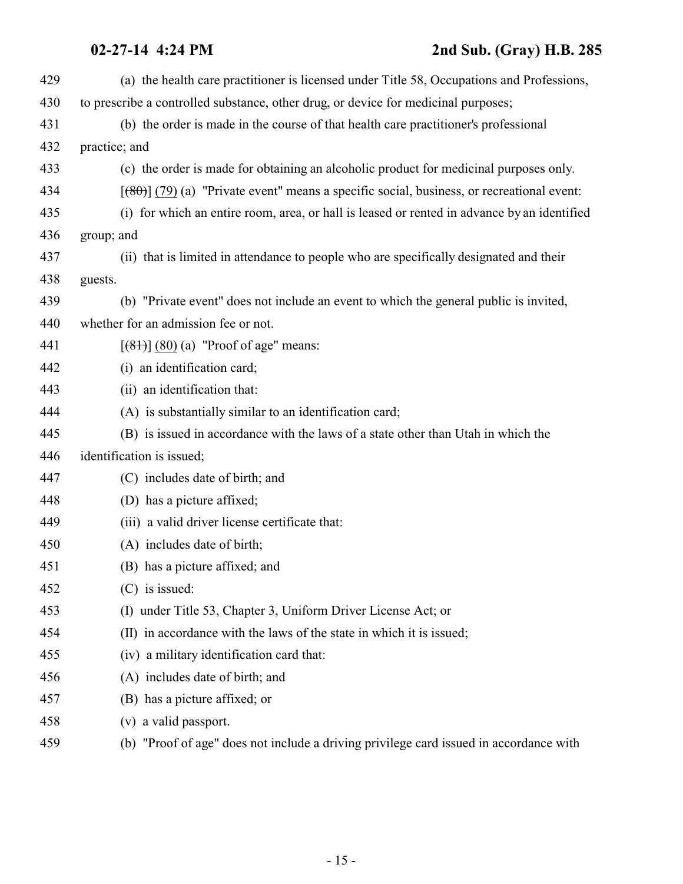(a) the health care practitioner is licensed under Title 58, Occupations and Professions, to prescribe a controlled substance, other drug, or device for medicinal purposes;

(b) the order is made in the course of that health care practitioner's professional practice; and

(c) the order is made for obtaining an alcoholic product for medicinal purposes only.

[~~(80)~~] (79) (a) "Private event" means a specific social, business, or recreational event:

(i) for which an entire room, area, or hall is leased or rented in advance by an identified group; and

(ii) that is limited in attendance to people who are specifically designated and their guests.

(b) "Private event" does not include an event to which the general public is invited, whether for an admission fee or not.

[~~(81)~~] (80) (a) "Proof of age" means:

(i) an identification card;

(ii) an identification that:

(A) is substantially similar to an identification card;

(B) is issued in accordance with the laws of a state other than Utah in which the identification is issued;

(C) includes date of birth; and

(D) has a picture affixed;

(iii) a valid driver license certificate that:

(A) includes date of birth;

(B) has a picture affixed; and

(C) is issued:

(I) under Title 53, Chapter 3, Uniform Driver License Act; or

(II) in accordance with the laws of the state in which it is issued;

(iv) a military identification card that:

(A) includes date of birth; and

(B) has a picture affixed; or

(v) a valid passport.

(b) "Proof of age" does not include a driving privilege card issued in accordance with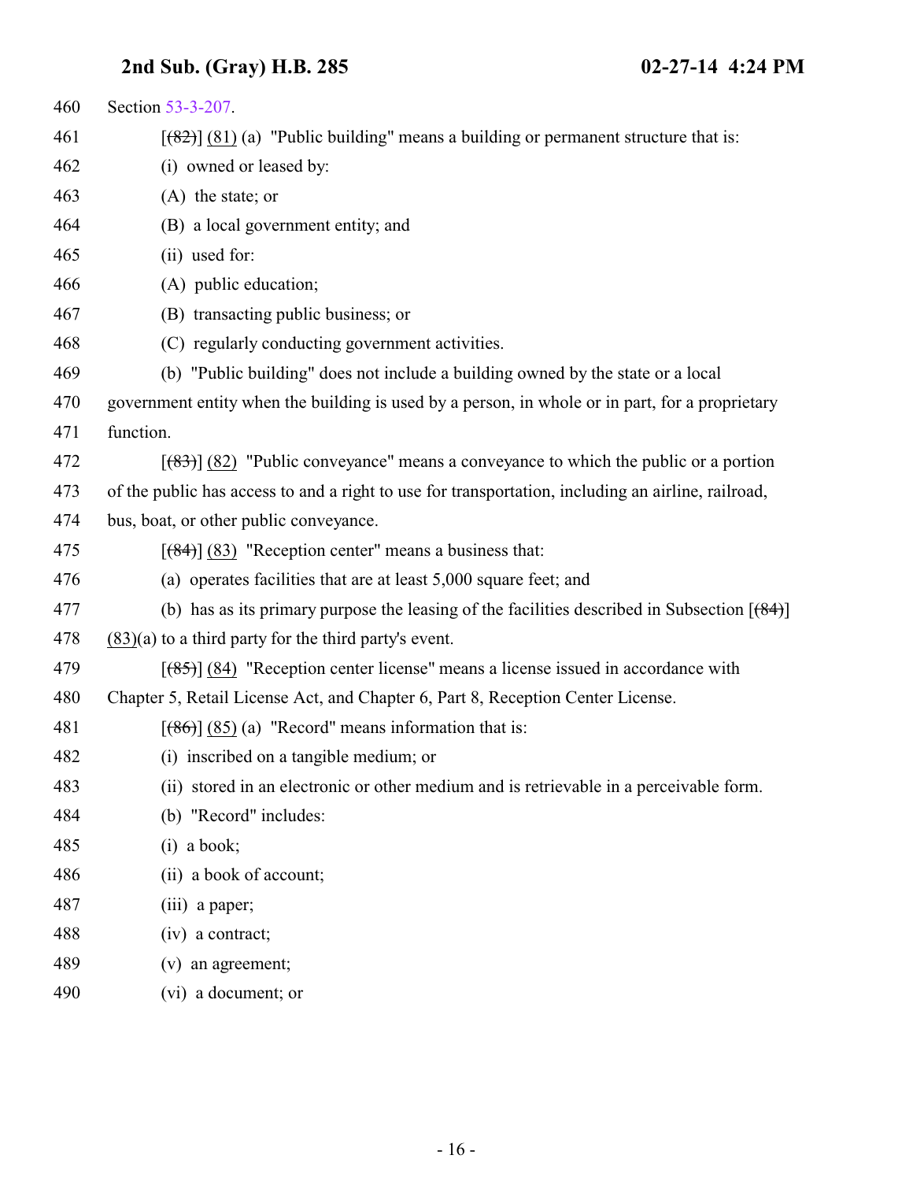Section 53-3-207.

[~~(82)~~] (81) (a) "Public building" means a building or permanent structure that is:

(i) owned or leased by:

(A) the state; or

(B) a local government entity; and

(ii) used for:

(A) public education;

(B) transacting public business; or

(C) regularly conducting government activities.

(b) "Public building" does not include a building owned by the state or a local government entity when the building is used by a person, in whole or in part, for a proprietary function.

[~~(83)~~] (82) "Public conveyance" means a conveyance to which the public or a portion of the public has access to and a right to use for transportation, including an airline, railroad, bus, boat, or other public conveyance.

[~~(84)~~] (83) "Reception center" means a business that:

(a) operates facilities that are at least 5,000 square feet; and

(b) has as its primary purpose the leasing of the facilities described in Subsection [~~(84)~~] (83)(a) to a third party for the third party's event.

[~~(85)~~] (84) "Reception center license" means a license issued in accordance with Chapter 5, Retail License Act, and Chapter 6, Part 8, Reception Center License.

[~~(86)~~] (85) (a) "Record" means information that is:

(i) inscribed on a tangible medium; or

(ii) stored in an electronic or other medium and is retrievable in a perceivable form.

(b) "Record" includes:

(i) a book;

(ii) a book of account;

(iii) a paper;

(iv) a contract;

(v) an agreement;

(vi) a document; or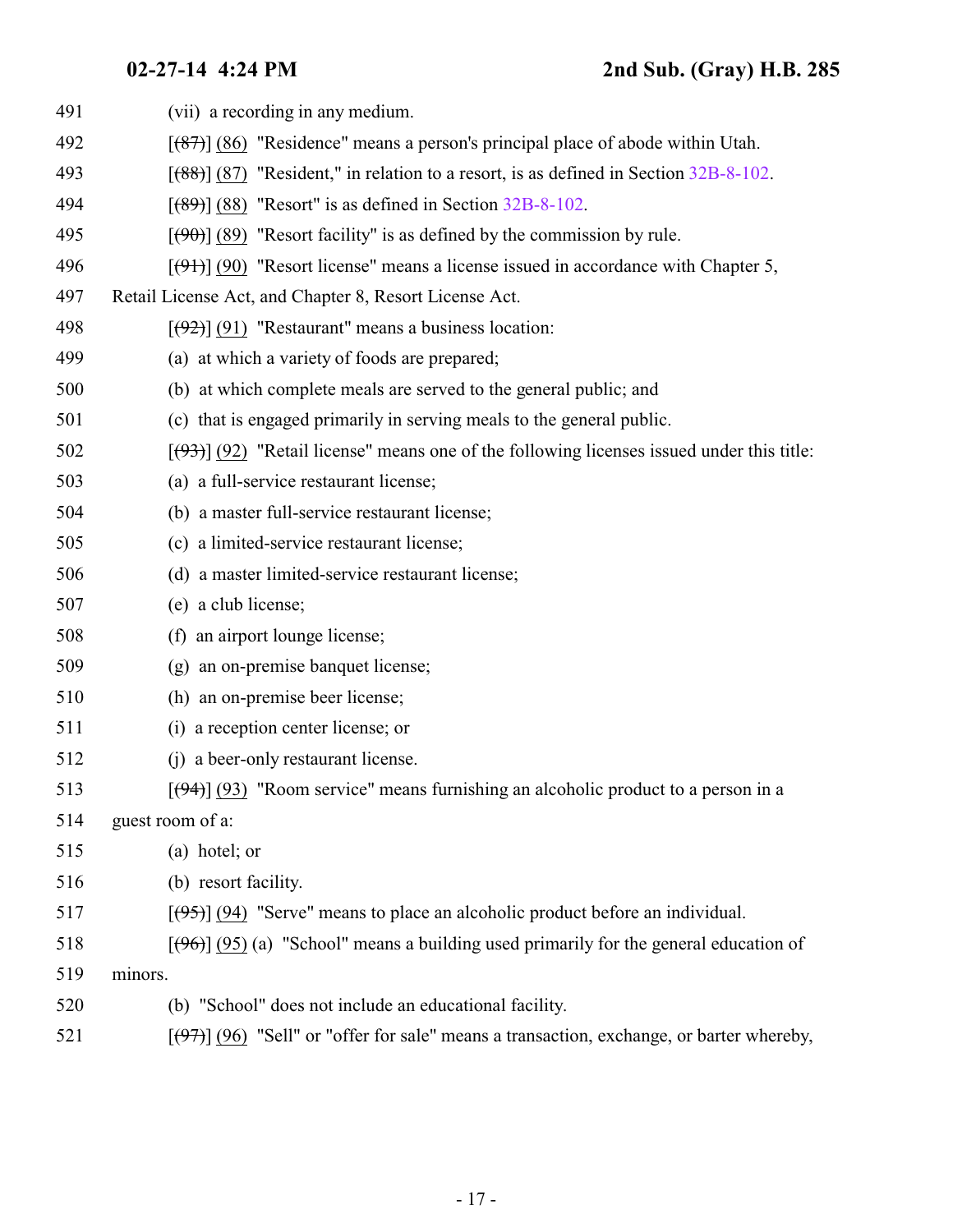491 (vii) a recording in any medium.

492 [~~(87)~~] (86) "Residence" means a person's principal place of abode within Utah.

493 [~~(88)~~] (87) "Resident," in relation to a resort, is as defined in Section 32B-8-102.

494 [~~(89)~~] (88) "Resort" is as defined in Section 32B-8-102.

495 [~~(90)~~] (89) "Resort facility" is as defined by the commission by rule.

496 [~~(91)~~] (90) "Resort license" means a license issued in accordance with Chapter 5,

497 Retail License Act, and Chapter 8, Resort License Act.

498 [~~(92)~~] (91) "Restaurant" means a business location:

499 (a) at which a variety of foods are prepared;

500 (b) at which complete meals are served to the general public; and

501 (c) that is engaged primarily in serving meals to the general public.

502 [~~(93)~~] (92) "Retail license" means one of the following licenses issued under this title:

503 (a) a full-service restaurant license;

504 (b) a master full-service restaurant license;

505 (c) a limited-service restaurant license;

506 (d) a master limited-service restaurant license;

507 (e) a club license;

508 (f) an airport lounge license;

509 (g) an on-premise banquet license;

510 (h) an on-premise beer license;

511 (i) a reception center license; or

512 (j) a beer-only restaurant license.

513 [~~(94)~~] (93) "Room service" means furnishing an alcoholic product to a person in a

514 guest room of a:

515 (a) hotel; or

516 (b) resort facility.

517 [~~(95)~~] (94) "Serve" means to place an alcoholic product before an individual.

518 [~~(96)~~] (95) (a) "School" means a building used primarily for the general education of

519 minors.

520 (b) "School" does not include an educational facility.

521 [~~(97)~~] (96) "Sell" or "offer for sale" means a transaction, exchange, or barter whereby,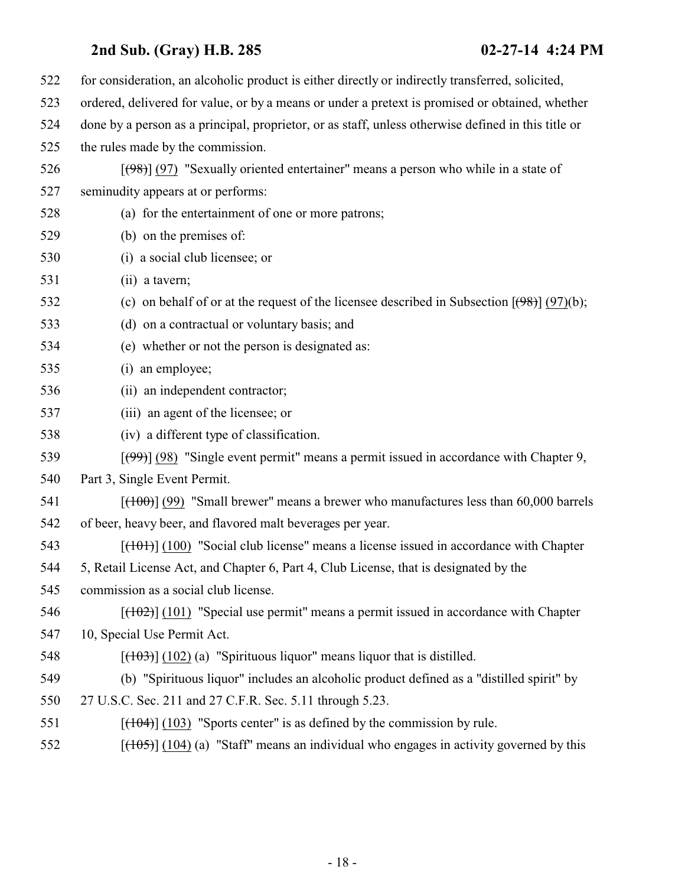522 for consideration, an alcoholic product is either directly or indirectly transferred, solicited,
523 ordered, delivered for value, or by a means or under a pretext is promised or obtained, whether
524 done by a person as a principal, proprietor, or as staff, unless otherwise defined in this title or
525 the rules made by the commission.

526 [~~(98)~~] (97) "Sexually oriented entertainer" means a person who while in a state of
527 seminudity appears at or performs:

528 (a) for the entertainment of one or more patrons;

529 (b) on the premises of:

530 (i) a social club licensee; or

531 (ii) a tavern;

532 (c) on behalf of or at the request of the licensee described in Subsection [~~(98)~~] (97)(b);

533 (d) on a contractual or voluntary basis; and

534 (e) whether or not the person is designated as:

535 (i) an employee;

536 (ii) an independent contractor;

537 (iii) an agent of the licensee; or

538 (iv) a different type of classification.

539 [~~(99)~~] (98) "Single event permit" means a permit issued in accordance with Chapter 9,
540 Part 3, Single Event Permit.

541 [~~(100)~~] (99) "Small brewer" means a brewer who manufactures less than 60,000 barrels
542 of beer, heavy beer, and flavored malt beverages per year.

543 [~~(101)~~] (100) "Social club license" means a license issued in accordance with Chapter
544 5, Retail License Act, and Chapter 6, Part 4, Club License, that is designated by the
545 commission as a social club license.

546 [~~(102)~~] (101) "Special use permit" means a permit issued in accordance with Chapter
547 10, Special Use Permit Act.

548 [~~(103)~~] (102) (a) "Spirituous liquor" means liquor that is distilled.

549 (b) "Spirituous liquor" includes an alcoholic product defined as a "distilled spirit" by
550 27 U.S.C. Sec. 211 and 27 C.F.R. Sec. 5.11 through 5.23.

551 [~~(104)~~] (103) "Sports center" is as defined by the commission by rule.

552 [~~(105)~~] (104) (a) "Staff" means an individual who engages in activity governed by this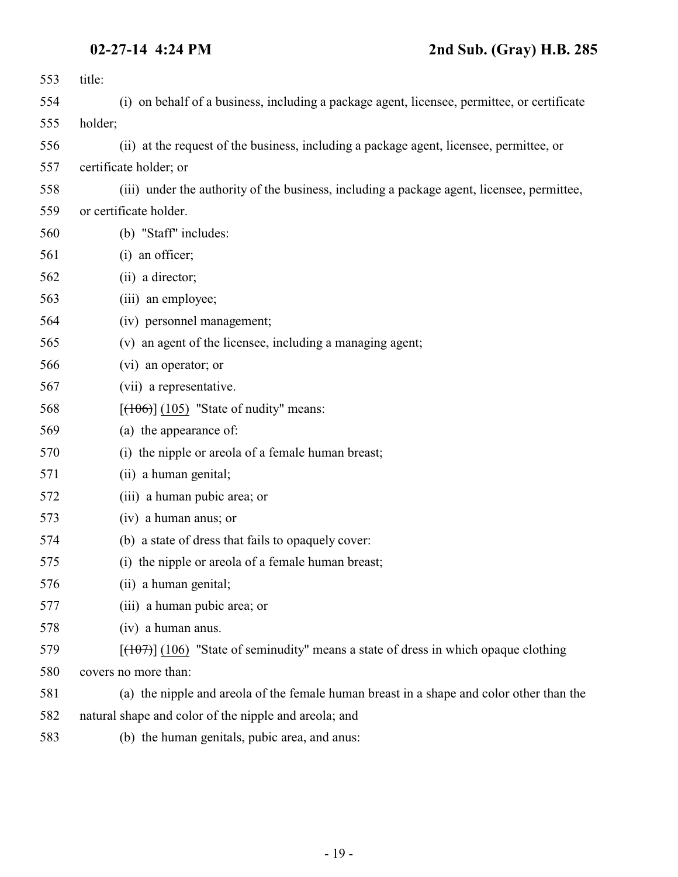title:

(i) on behalf of a business, including a package agent, licensee, permittee, or certificate holder;

(ii) at the request of the business, including a package agent, licensee, permittee, or certificate holder; or

(iii) under the authority of the business, including a package agent, licensee, permittee, or certificate holder.

(b) "Staff" includes:

(i) an officer;

(ii) a director;

(iii) an employee;

(iv) personnel management;

(v) an agent of the licensee, including a managing agent;

(vi) an operator; or

(vii) a representative.

[~~(106)~~] (105) "State of nudity" means:

(a) the appearance of:

(i) the nipple or areola of a female human breast;

(ii) a human genital;

(iii) a human pubic area; or

(iv) a human anus; or

(b) a state of dress that fails to opaquely cover:

(i) the nipple or areola of a female human breast;

(ii) a human genital;

(iii) a human pubic area; or

(iv) a human anus.

[~~(107)~~] (106) "State of seminudity" means a state of dress in which opaque clothing covers no more than:

(a) the nipple and areola of the female human breast in a shape and color other than the natural shape and color of the nipple and areola; and

(b) the human genitals, pubic area, and anus: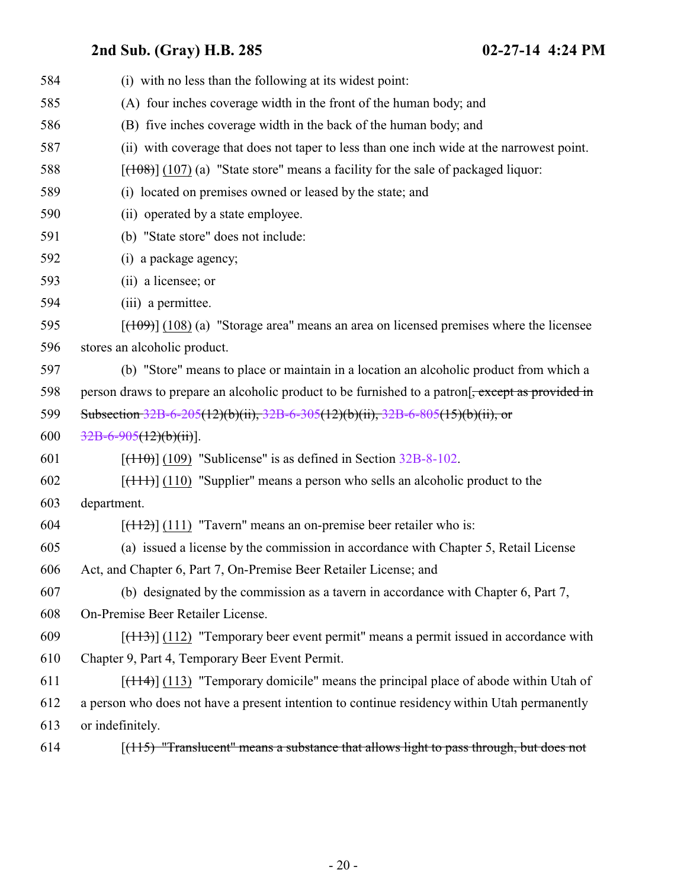584 (i) with no less than the following at its widest point:

585 (A) four inches coverage width in the front of the human body; and

586 (B) five inches coverage width in the back of the human body; and

587 (ii) with coverage that does not taper to less than one inch wide at the narrowest point.

588 [~~(108)~~] (107) (a) "State store" means a facility for the sale of packaged liquor:

589 (i) located on premises owned or leased by the state; and

590 (ii) operated by a state employee.

591 (b) "State store" does not include:

592 (i) a package agency;

593 (ii) a licensee; or

594 (iii) a permittee.

595 [~~(109)~~] (108) (a) "Storage area" means an area on licensed premises where the licensee

596 stores an alcoholic product.

597 (b) "Store" means to place or maintain in a location an alcoholic product from which a

598 person draws to prepare an alcoholic product to be furnished to a patron[~~, except as provided in~~

599 ~~Subsection 32B-6-205(12)(b)(ii), 32B-6-305(12)(b)(ii), 32B-6-805(15)(b)(ii), or~~

600 ~~32B-6-905(12)(b)(ii)~~].

601 [~~(110)~~] (109) "Sublicense" is as defined in Section 32B-8-102.

602 [~~(111)~~] (110) "Supplier" means a person who sells an alcoholic product to the

603 department.

604 [~~(112)~~] (111) "Tavern" means an on-premise beer retailer who is:

605 (a) issued a license by the commission in accordance with Chapter 5, Retail License

606 Act, and Chapter 6, Part 7, On-Premise Beer Retailer License; and

607 (b) designated by the commission as a tavern in accordance with Chapter 6, Part 7,

608 On-Premise Beer Retailer License.

609 [~~(113)~~] (112) "Temporary beer event permit" means a permit issued in accordance with

610 Chapter 9, Part 4, Temporary Beer Event Permit.

611 [~~(114)~~] (113) "Temporary domicile" means the principal place of abode within Utah of

612 a person who does not have a present intention to continue residency within Utah permanently

613 or indefinitely.

614 [~~(115) "Translucent" means a substance that allows light to pass through, but does not~~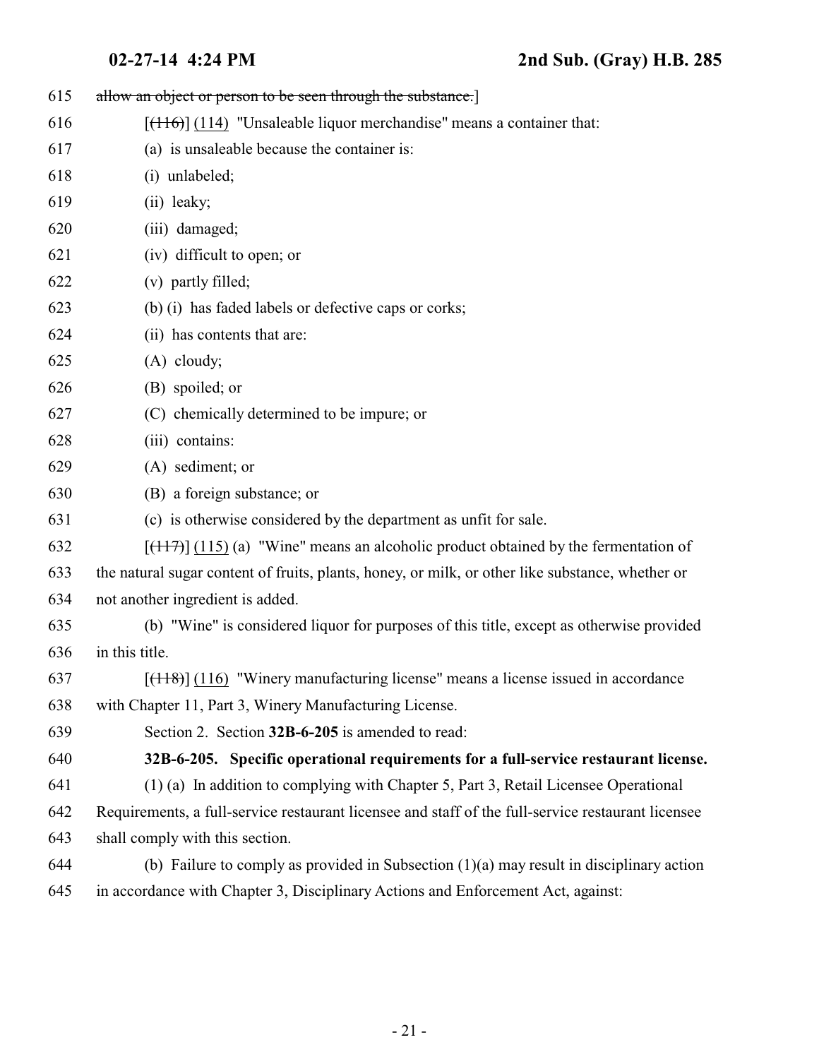allow an object or person to be seen through the substance.]

[(116)] (114) "Unsaleable liquor merchandise" means a container that:

(a) is unsaleable because the container is:

(i) unlabeled;

(ii) leaky;

(iii) damaged;

(iv) difficult to open; or

(v) partly filled;

(b) (i) has faded labels or defective caps or corks;

(ii) has contents that are:

(A) cloudy;

(B) spoiled; or

(C) chemically determined to be impure; or

(iii) contains:

(A) sediment; or

(B) a foreign substance; or

(c) is otherwise considered by the department as unfit for sale.

[(117)] (115) (a) "Wine" means an alcoholic product obtained by the fermentation of the natural sugar content of fruits, plants, honey, or milk, or other like substance, whether or not another ingredient is added.

(b) "Wine" is considered liquor for purposes of this title, except as otherwise provided in this title.

[(118)] (116) "Winery manufacturing license" means a license issued in accordance with Chapter 11, Part 3, Winery Manufacturing License.

Section 2. Section **32B-6-205** is amended to read:

**32B-6-205. Specific operational requirements for a full-service restaurant license.**

(1) (a) In addition to complying with Chapter 5, Part 3, Retail Licensee Operational Requirements, a full-service restaurant licensee and staff of the full-service restaurant licensee shall comply with this section.

(b) Failure to comply as provided in Subsection (1)(a) may result in disciplinary action in accordance with Chapter 3, Disciplinary Actions and Enforcement Act, against: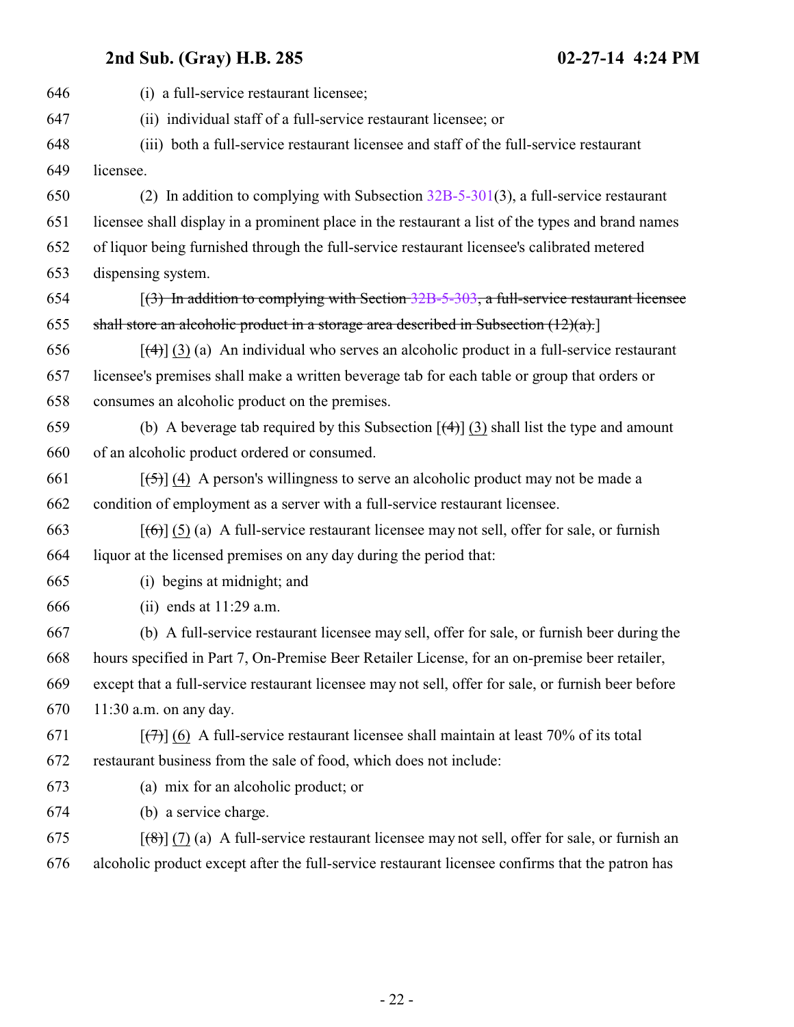(i) a full-service restaurant licensee;

(ii) individual staff of a full-service restaurant licensee; or

(iii) both a full-service restaurant licensee and staff of the full-service restaurant licensee.

(2) In addition to complying with Subsection 32B-5-301(3), a full-service restaurant licensee shall display in a prominent place in the restaurant a list of the types and brand names of liquor being furnished through the full-service restaurant licensee's calibrated metered dispensing system.

[~~(3) In addition to complying with Section 32B-5-303, a full-service restaurant licensee shall store an alcoholic product in a storage area described in Subsection (12)(a).~~]

[~~(4)~~] (3) (a) An individual who serves an alcoholic product in a full-service restaurant licensee's premises shall make a written beverage tab for each table or group that orders or consumes an alcoholic product on the premises.

(b) A beverage tab required by this Subsection [~~(4)~~] (3) shall list the type and amount of an alcoholic product ordered or consumed.

[~~(5)~~] (4) A person's willingness to serve an alcoholic product may not be made a condition of employment as a server with a full-service restaurant licensee.

[~~(6)~~] (5) (a) A full-service restaurant licensee may not sell, offer for sale, or furnish liquor at the licensed premises on any day during the period that:

(i) begins at midnight; and

(ii) ends at 11:29 a.m.

(b) A full-service restaurant licensee may sell, offer for sale, or furnish beer during the hours specified in Part 7, On-Premise Beer Retailer License, for an on-premise beer retailer, except that a full-service restaurant licensee may not sell, offer for sale, or furnish beer before 11:30 a.m. on any day.

[~~(7)~~] (6) A full-service restaurant licensee shall maintain at least 70% of its total restaurant business from the sale of food, which does not include:

(a) mix for an alcoholic product; or

(b) a service charge.

[~~(8)~~] (7) (a) A full-service restaurant licensee may not sell, offer for sale, or furnish an alcoholic product except after the full-service restaurant licensee confirms that the patron has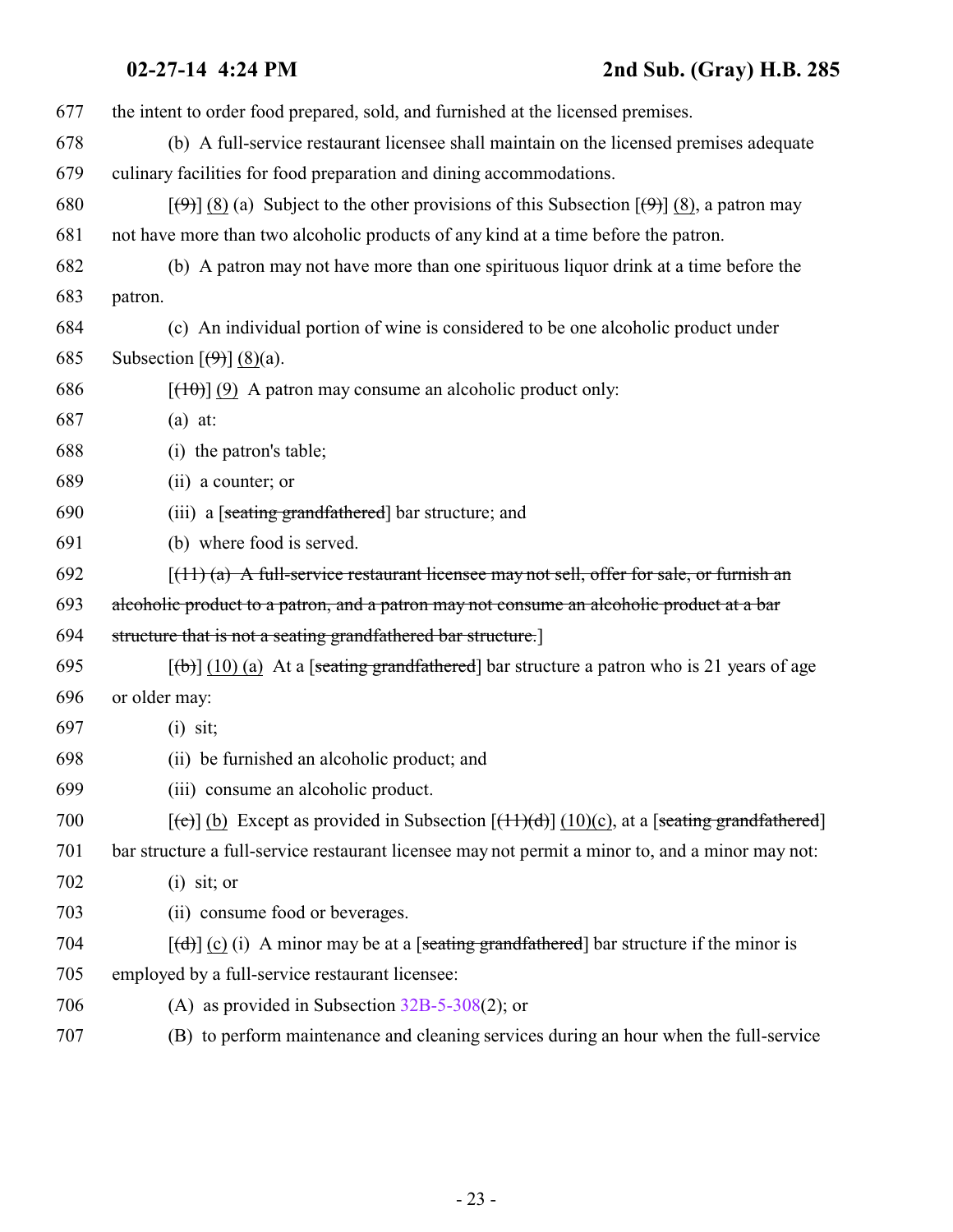677 the intent to order food prepared, sold, and furnished at the licensed premises.

678 (b) A full-service restaurant licensee shall maintain on the licensed premises adequate

679 culinary facilities for food preparation and dining accommodations.

680 [~~(9)~~] (8) (a) Subject to the other provisions of this Subsection [~~(9)~~] (8), a patron may

681 not have more than two alcoholic products of any kind at a time before the patron.

682 (b) A patron may not have more than one spirituous liquor drink at a time before the

683 patron.

684 (c) An individual portion of wine is considered to be one alcoholic product under

685 Subsection [~~(9)~~] (8)(a).

686 [~~(10)~~] (9) A patron may consume an alcoholic product only:

687 (a) at:

688 (i) the patron's table;

689 (ii) a counter; or

690 (iii) a [~~seating grandfathered~~] bar structure; and

691 (b) where food is served.

692 [~~(11) (a) A full-service restaurant licensee may not sell, offer for sale, or furnish an~~

693 ~~alcoholic product to a patron, and a patron may not consume an alcoholic product at a bar~~

694 ~~structure that is not a seating grandfathered bar structure.~~]

695 [~~(b)~~] (10) (a) At a [~~seating grandfathered~~] bar structure a patron who is 21 years of age

696 or older may:

697 (i) sit;

698 (ii) be furnished an alcoholic product; and

699 (iii) consume an alcoholic product.

700 [~~(c)~~] (b) Except as provided in Subsection [~~(11)(d)~~] (10)(c), at a [~~seating grandfathered~~]

701 bar structure a full-service restaurant licensee may not permit a minor to, and a minor may not:

702 (i) sit; or

703 (ii) consume food or beverages.

704 [~~(d)~~] (c) (i) A minor may be at a [~~seating grandfathered~~] bar structure if the minor is

705 employed by a full-service restaurant licensee:

706 (A) as provided in Subsection 32B-5-308(2); or

707 (B) to perform maintenance and cleaning services during an hour when the full-service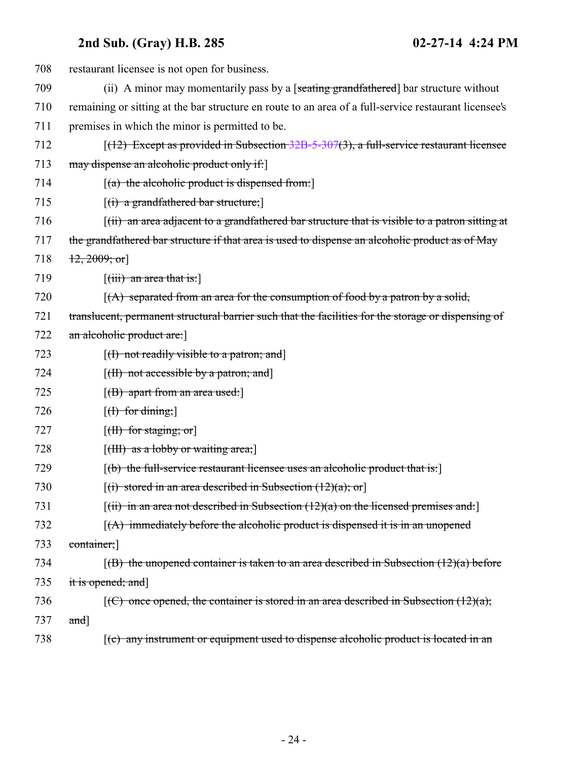708 restaurant licensee is not open for business.

709 (ii) A minor may momentarily pass by a [~~seating grandfathered~~] bar structure without

710 remaining or sitting at the bar structure en route to an area of a full-service restaurant licensee's

711 premises in which the minor is permitted to be.

712 [~~(12) Except as provided in Subsection 32B-5-307(3), a full-service restaurant licensee~~

713 ~~may dispense an alcoholic product only if:~~]

714 [~~(a) the alcoholic product is dispensed from:~~]

715 [~~(i) a grandfathered bar structure;~~]

716 [~~(ii) an area adjacent to a grandfathered bar structure that is visible to a patron sitting at~~

717 ~~the grandfathered bar structure if that area is used to dispense an alcoholic product as of May~~

718 ~~12, 2009; or~~]

719 [~~(iii) an area that is:~~]

720 [~~(A) separated from an area for the consumption of food by a patron by a solid,~~

721 ~~translucent, permanent structural barrier such that the facilities for the storage or dispensing of~~

722 ~~an alcoholic product are:~~]

723 [~~(I) not readily visible to a patron; and~~]

724 [~~(II) not accessible by a patron; and~~]

725 [~~(B) apart from an area used:~~]

726 [~~(I) for dining;~~]

727 [~~(II) for staging; or~~]

728 [~~(III) as a lobby or waiting area;~~]

729 [~~(b) the full-service restaurant licensee uses an alcoholic product that is:~~]

730 [~~(i) stored in an area described in Subsection (12)(a); or~~]

731 [~~(ii) in an area not described in Subsection (12)(a) on the licensed premises and:~~]

732 [~~(A) immediately before the alcoholic product is dispensed it is in an unopened~~

733 ~~container;~~]

734 [~~(B) the unopened container is taken to an area described in Subsection (12)(a) before~~

735 ~~it is opened; and~~]

736 [~~(C) once opened, the container is stored in an area described in Subsection (12)(a);~~

737 ~~and~~]

738 [~~(c) any instrument or equipment used to dispense alcoholic product is located in an~~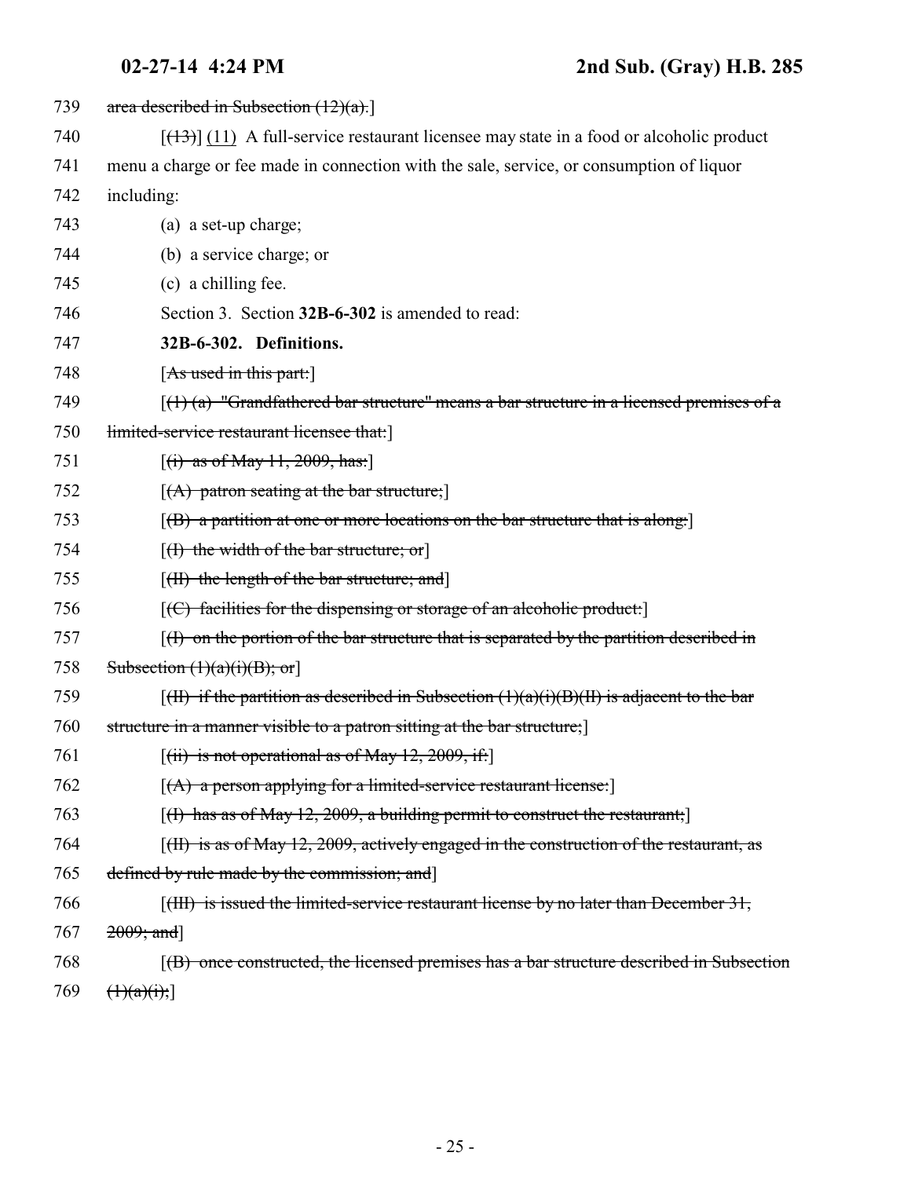739 ~~area described in Subsection (12)(a).~~]

740 [~~(13)~~] (11) A full-service restaurant licensee may state in a food or alcoholic product

741 menu a charge or fee made in connection with the sale, service, or consumption of liquor

742 including:

743 (a) a set-up charge;

744 (b) a service charge; or

745 (c) a chilling fee.

746 Section 3. Section **32B-6-302** is amended to read:

747 **32B-6-302. Definitions.**

748 [~~As used in this part:~~]

749 [~~(1) (a) "Grandfathered bar structure" means a bar structure in a licensed premises of a~~

750 ~~limited-service restaurant licensee that:~~]

751 [~~(i) as of May 11, 2009, has:~~]

752 [~~(A) patron seating at the bar structure;~~]

753 [~~(B) a partition at one or more locations on the bar structure that is along:~~]

754 [~~(I) the width of the bar structure; or~~]

755 [~~(II) the length of the bar structure; and~~]

756 [~~(C) facilities for the dispensing or storage of an alcoholic product:~~]

757 [~~(I) on the portion of the bar structure that is separated by the partition described in~~

758 ~~Subsection (1)(a)(i)(B); or~~]

759 [~~(II) if the partition as described in Subsection (1)(a)(i)(B)(II) is adjacent to the bar~~

760 ~~structure in a manner visible to a patron sitting at the bar structure;~~]

761 [~~(ii) is not operational as of May 12, 2009, if:~~]

762 [~~(A) a person applying for a limited-service restaurant license:~~]

763 [~~(I) has as of May 12, 2009, a building permit to construct the restaurant;~~]

764 [~~(II) is as of May 12, 2009, actively engaged in the construction of the restaurant, as~~

765 ~~defined by rule made by the commission; and~~]

766 [~~(III) is issued the limited-service restaurant license by no later than December 31,~~

767 ~~2009; and~~]

768 [~~(B) once constructed, the licensed premises has a bar structure described in Subsection~~

769 ~~(1)(a)(i);~~]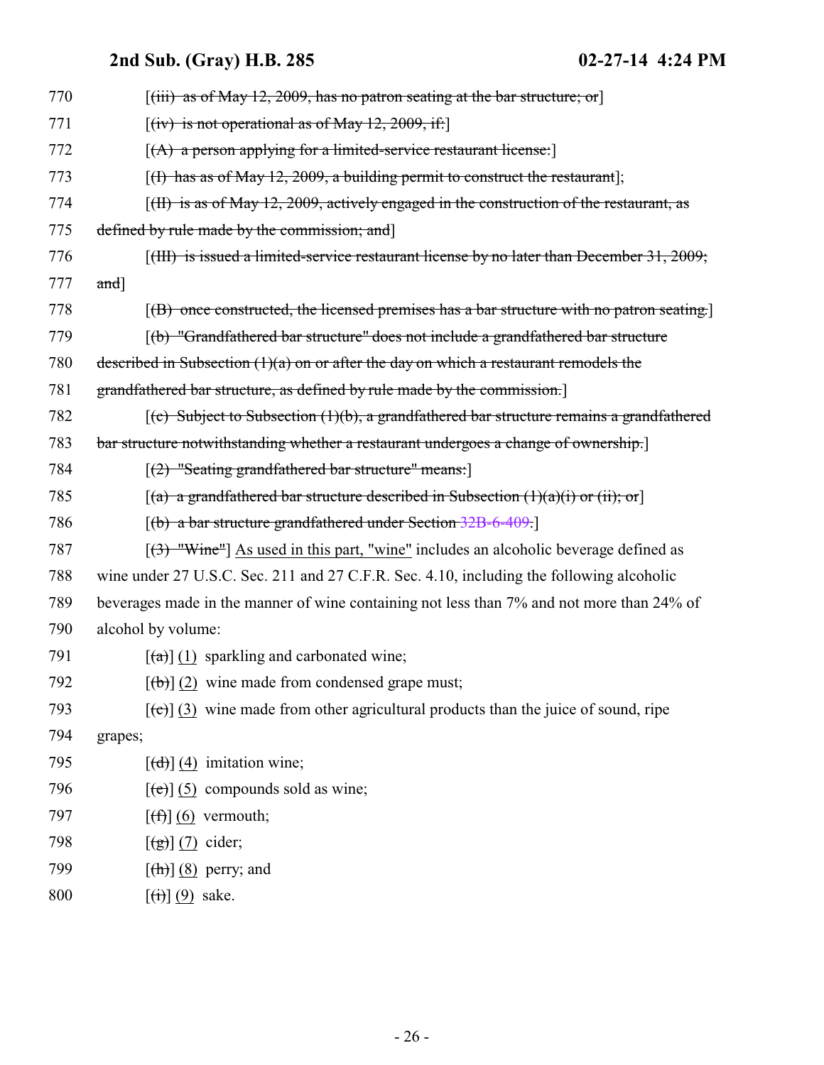770 [~~(iii) as of May 12, 2009, has no patron seating at the bar structure; or~~]

771 [~~(iv) is not operational as of May 12, 2009, if:~~]

772 [~~(A) a person applying for a limited-service restaurant license:~~]

773 [~~(I) has as of May 12, 2009, a building permit to construct the restaurant~~];

774 [~~(II) is as of May 12, 2009, actively engaged in the construction of the restaurant, as~~

775 ~~defined by rule made by the commission; and~~]

776 [~~(III) is issued a limited-service restaurant license by no later than December 31, 2009;~~

777 ~~and~~]

778 [~~(B) once constructed, the licensed premises has a bar structure with no patron seating.~~]

779 [~~(b) "Grandfathered bar structure" does not include a grandfathered bar structure~~

780 ~~described in Subsection (1)(a) on or after the day on which a restaurant remodels the~~

781 ~~grandfathered bar structure, as defined by rule made by the commission.~~]

782 [~~(c) Subject to Subsection (1)(b), a grandfathered bar structure remains a grandfathered~~

783 ~~bar structure notwithstanding whether a restaurant undergoes a change of ownership.~~]

784 [~~(2) "Seating grandfathered bar structure" means:~~]

785 [~~(a) a grandfathered bar structure described in Subsection (1)(a)(i) or (ii); or~~]

786 [~~(b) a bar structure grandfathered under Section 32B-6-409.~~]

787 [~~(3) "Wine"~~] As used in this part, "wine" includes an alcoholic beverage defined as

788 wine under 27 U.S.C. Sec. 211 and 27 C.F.R. Sec. 4.10, including the following alcoholic

789 beverages made in the manner of wine containing not less than 7% and not more than 24% of

790 alcohol by volume:

791 [~~(a)~~] (1) sparkling and carbonated wine;

792 [~~(b)~~] (2) wine made from condensed grape must;

793 [~~(c)~~] (3) wine made from other agricultural products than the juice of sound, ripe

794 grapes;

795 [~~(d)~~] (4) imitation wine;

796 [~~(e)~~] (5) compounds sold as wine;

797 [~~(f)~~] (6) vermouth;

798 [~~(g)~~] (7) cider;

799 [~~(h)~~] (8) perry; and

800 [~~(i)~~] (9) sake.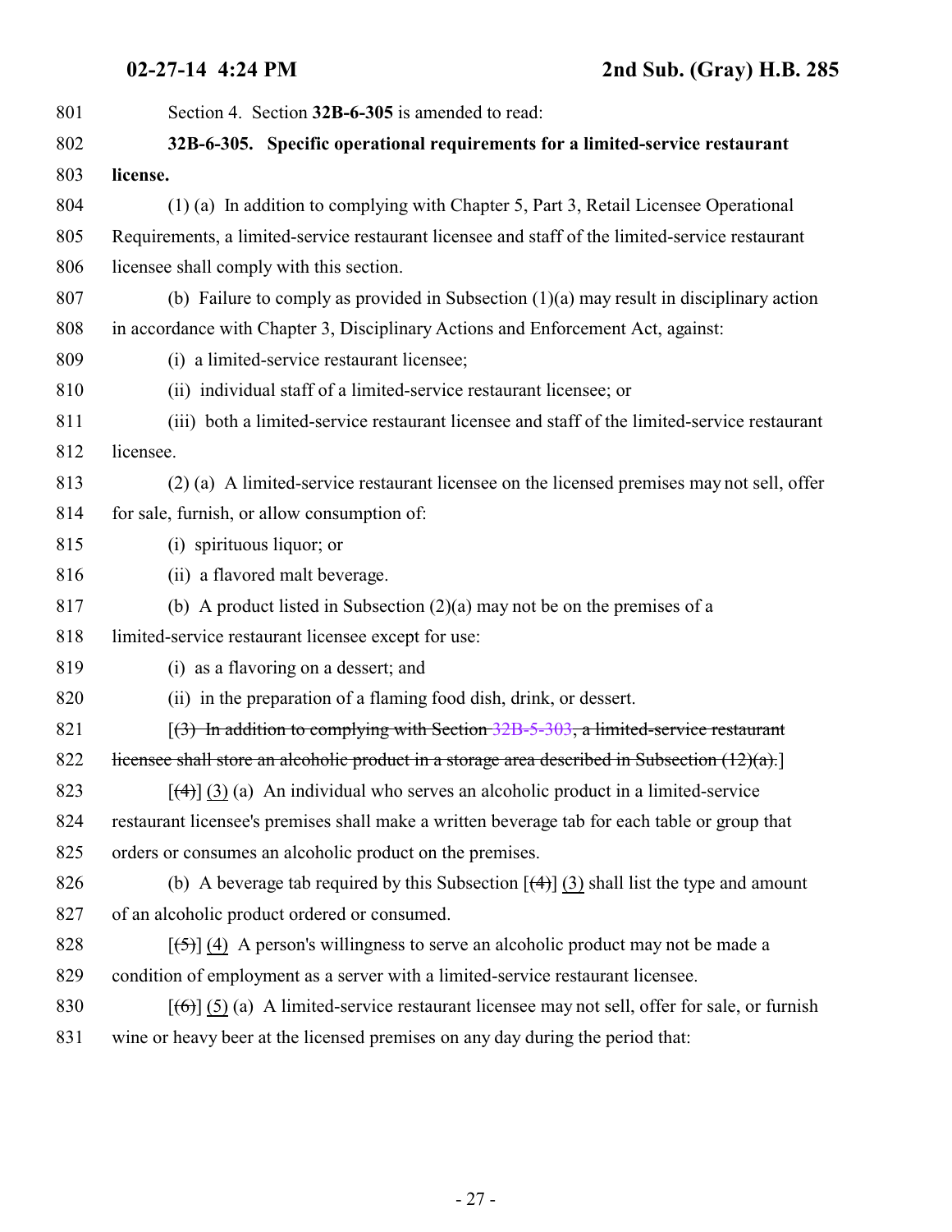Section 4. Section **32B-6-305** is amended to read:

**32B-6-305. Specific operational requirements for a limited-service restaurant license.**

(1) (a) In addition to complying with Chapter 5, Part 3, Retail Licensee Operational Requirements, a limited-service restaurant licensee and staff of the limited-service restaurant licensee shall comply with this section.

(b) Failure to comply as provided in Subsection (1)(a) may result in disciplinary action in accordance with Chapter 3, Disciplinary Actions and Enforcement Act, against:

(i) a limited-service restaurant licensee;

(ii) individual staff of a limited-service restaurant licensee; or

(iii) both a limited-service restaurant licensee and staff of the limited-service restaurant licensee.

(2) (a) A limited-service restaurant licensee on the licensed premises may not sell, offer for sale, furnish, or allow consumption of:

(i) spirituous liquor; or

(ii) a flavored malt beverage.

(b) A product listed in Subsection (2)(a) may not be on the premises of a limited-service restaurant licensee except for use:

(i) as a flavoring on a dessert; and

(ii) in the preparation of a flaming food dish, drink, or dessert.

[~~(3) In addition to complying with Section 32B-5-303, a limited-service restaurant licensee shall store an alcoholic product in a storage area described in Subsection (12)(a).~~]

[~~(4)~~] (3) (a) An individual who serves an alcoholic product in a limited-service restaurant licensee's premises shall make a written beverage tab for each table or group that orders or consumes an alcoholic product on the premises.

(b) A beverage tab required by this Subsection [~~(4)~~] (3) shall list the type and amount of an alcoholic product ordered or consumed.

[~~(5)~~] (4) A person's willingness to serve an alcoholic product may not be made a condition of employment as a server with a limited-service restaurant licensee.

[~~(6)~~] (5) (a) A limited-service restaurant licensee may not sell, offer for sale, or furnish wine or heavy beer at the licensed premises on any day during the period that: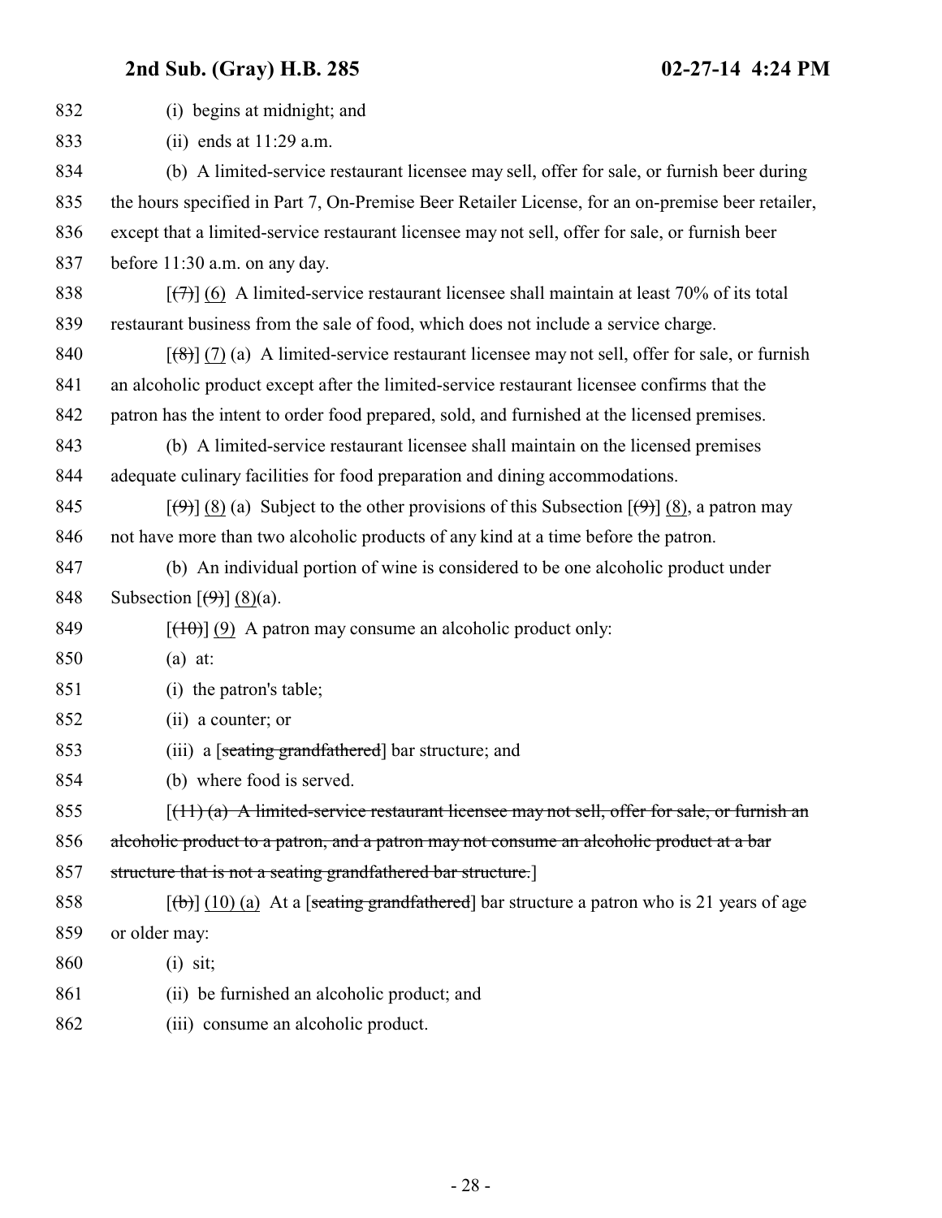832 (i) begins at midnight; and

833 (ii) ends at 11:29 a.m.

834 (b) A limited-service restaurant licensee may sell, offer for sale, or furnish beer during
835 the hours specified in Part 7, On-Premise Beer Retailer License, for an on-premise beer retailer,
836 except that a limited-service restaurant licensee may not sell, offer for sale, or furnish beer
837 before 11:30 a.m. on any day.

838 [~~(7)~~] (6) A limited-service restaurant licensee shall maintain at least 70% of its total
839 restaurant business from the sale of food, which does not include a service charge.

840 [~~(8)~~] (7) (a) A limited-service restaurant licensee may not sell, offer for sale, or furnish
841 an alcoholic product except after the limited-service restaurant licensee confirms that the
842 patron has the intent to order food prepared, sold, and furnished at the licensed premises.

843 (b) A limited-service restaurant licensee shall maintain on the licensed premises
844 adequate culinary facilities for food preparation and dining accommodations.

845 [~~(9)~~] (8) (a) Subject to the other provisions of this Subsection [~~(9)~~] (8), a patron may
846 not have more than two alcoholic products of any kind at a time before the patron.

847 (b) An individual portion of wine is considered to be one alcoholic product under
848 Subsection [~~(9)~~] (8)(a).

849 [~~(10)~~] (9) A patron may consume an alcoholic product only:

850 (a) at:

851 (i) the patron's table;

852 (ii) a counter; or

853 (iii) a [~~seating grandfathered~~] bar structure; and

854 (b) where food is served.

855 [~~(11) (a) A limited-service restaurant licensee may not sell, offer for sale, or furnish an~~
856 ~~alcoholic product to a patron, and a patron may not consume an alcoholic product at a bar~~
857 ~~structure that is not a seating grandfathered bar structure.~~]

858 [~~(b)~~] (10) (a) At a [~~seating grandfathered~~] bar structure a patron who is 21 years of age
859 or older may:

860 (i) sit;

861 (ii) be furnished an alcoholic product; and

862 (iii) consume an alcoholic product.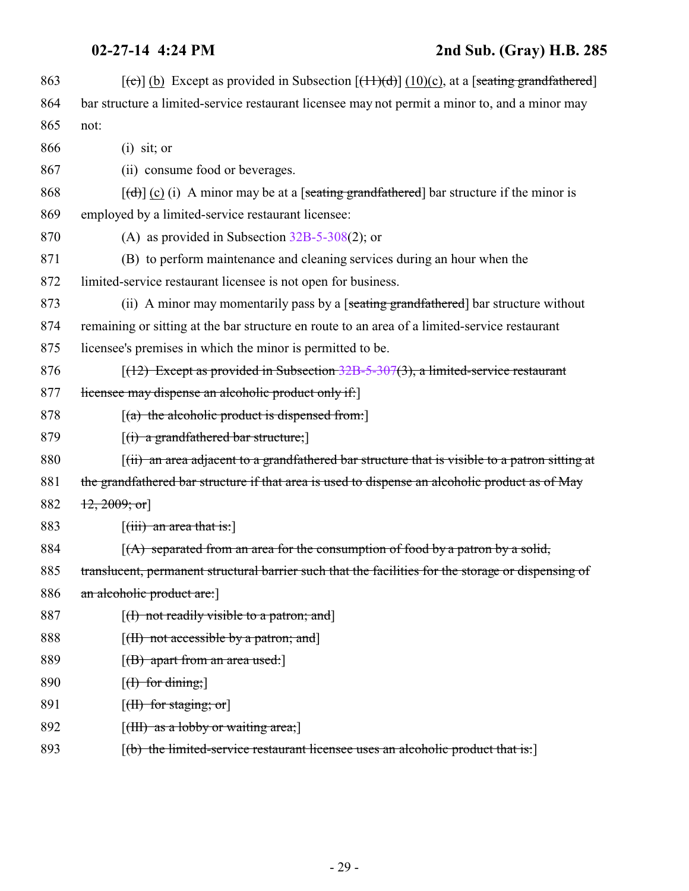863 [~~(c)~~] (b) Except as provided in Subsection [~~(11)(d)~~] (10)(c), at a [~~seating grandfathered~~] bar structure a limited-service restaurant licensee may not permit a minor to, and a minor may not:

866 (i) sit; or

867 (ii) consume food or beverages.

868 [~~(d)~~] (c) (i) A minor may be at a [~~seating grandfathered~~] bar structure if the minor is employed by a limited-service restaurant licensee:

870 (A) as provided in Subsection 32B-5-308(2); or

871 (B) to perform maintenance and cleaning services during an hour when the limited-service restaurant licensee is not open for business.

873 (ii) A minor may momentarily pass by a [~~seating grandfathered~~] bar structure without remaining or sitting at the bar structure en route to an area of a limited-service restaurant licensee's premises in which the minor is permitted to be.

876 [~~(12) Except as provided in Subsection 32B-5-307(3), a limited-service restaurant licensee may dispense an alcoholic product only if:~~]

878 [~~(a) the alcoholic product is dispensed from:~~]

879 [~~(i) a grandfathered bar structure;~~]

880 [~~(ii) an area adjacent to a grandfathered bar structure that is visible to a patron sitting at the grandfathered bar structure if that area is used to dispense an alcoholic product as of May 12, 2009; or~~]

883 [~~(iii) an area that is:~~]

884 [~~(A) separated from an area for the consumption of food by a patron by a solid, translucent, permanent structural barrier such that the facilities for the storage or dispensing of an alcoholic product are:~~]

887 [~~(I) not readily visible to a patron; and~~]

888 [~~(II) not accessible by a patron; and~~]

889 [~~(B) apart from an area used:~~]

890 [~~(I) for dining;~~]

891 [~~(II) for staging; or~~]

892 [~~(III) as a lobby or waiting area;~~]

893 [~~(b) the limited-service restaurant licensee uses an alcoholic product that is:~~]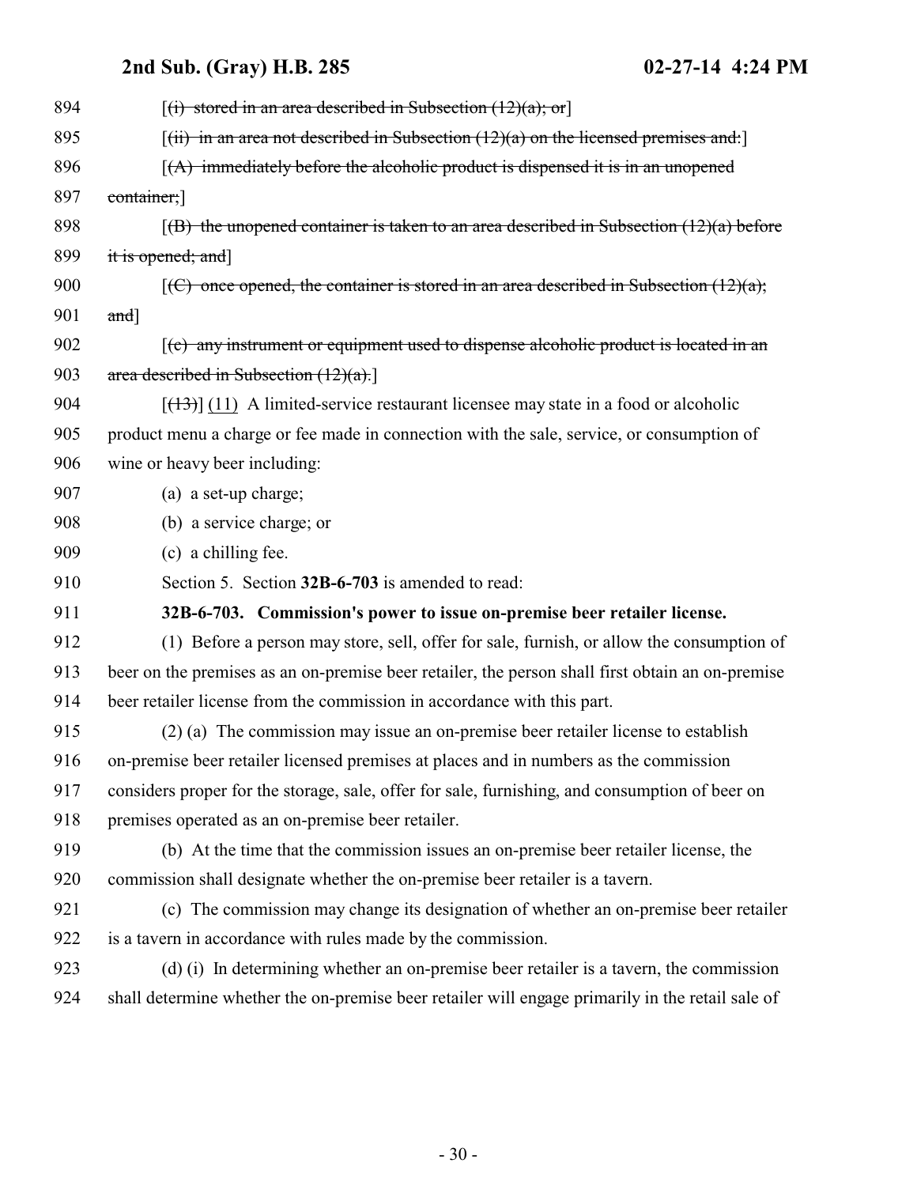[~~(i) stored in an area described in Subsection (12)(a); or~~]

[~~(ii) in an area not described in Subsection (12)(a) on the licensed premises and:~~]

[~~(A) immediately before the alcoholic product is dispensed it is in an unopened container;~~]

[~~(B) the unopened container is taken to an area described in Subsection (12)(a) before it is opened; and~~]

[~~(C) once opened, the container is stored in an area described in Subsection (12)(a); and~~]

[~~(c) any instrument or equipment used to dispense alcoholic product is located in an area described in Subsection (12)(a).~~]

[~~(13)~~] (11) A limited-service restaurant licensee may state in a food or alcoholic product menu a charge or fee made in connection with the sale, service, or consumption of wine or heavy beer including:

(a) a set-up charge;

(b) a service charge; or

(c) a chilling fee.

Section 5. Section **32B-6-703** is amended to read:

**32B-6-703. Commission's power to issue on-premise beer retailer license.**

(1) Before a person may store, sell, offer for sale, furnish, or allow the consumption of beer on the premises as an on-premise beer retailer, the person shall first obtain an on-premise beer retailer license from the commission in accordance with this part.

(2) (a) The commission may issue an on-premise beer retailer license to establish on-premise beer retailer licensed premises at places and in numbers as the commission considers proper for the storage, sale, offer for sale, furnishing, and consumption of beer on premises operated as an on-premise beer retailer.

(b) At the time that the commission issues an on-premise beer retailer license, the commission shall designate whether the on-premise beer retailer is a tavern.

(c) The commission may change its designation of whether an on-premise beer retailer is a tavern in accordance with rules made by the commission.

(d) (i) In determining whether an on-premise beer retailer is a tavern, the commission shall determine whether the on-premise beer retailer will engage primarily in the retail sale of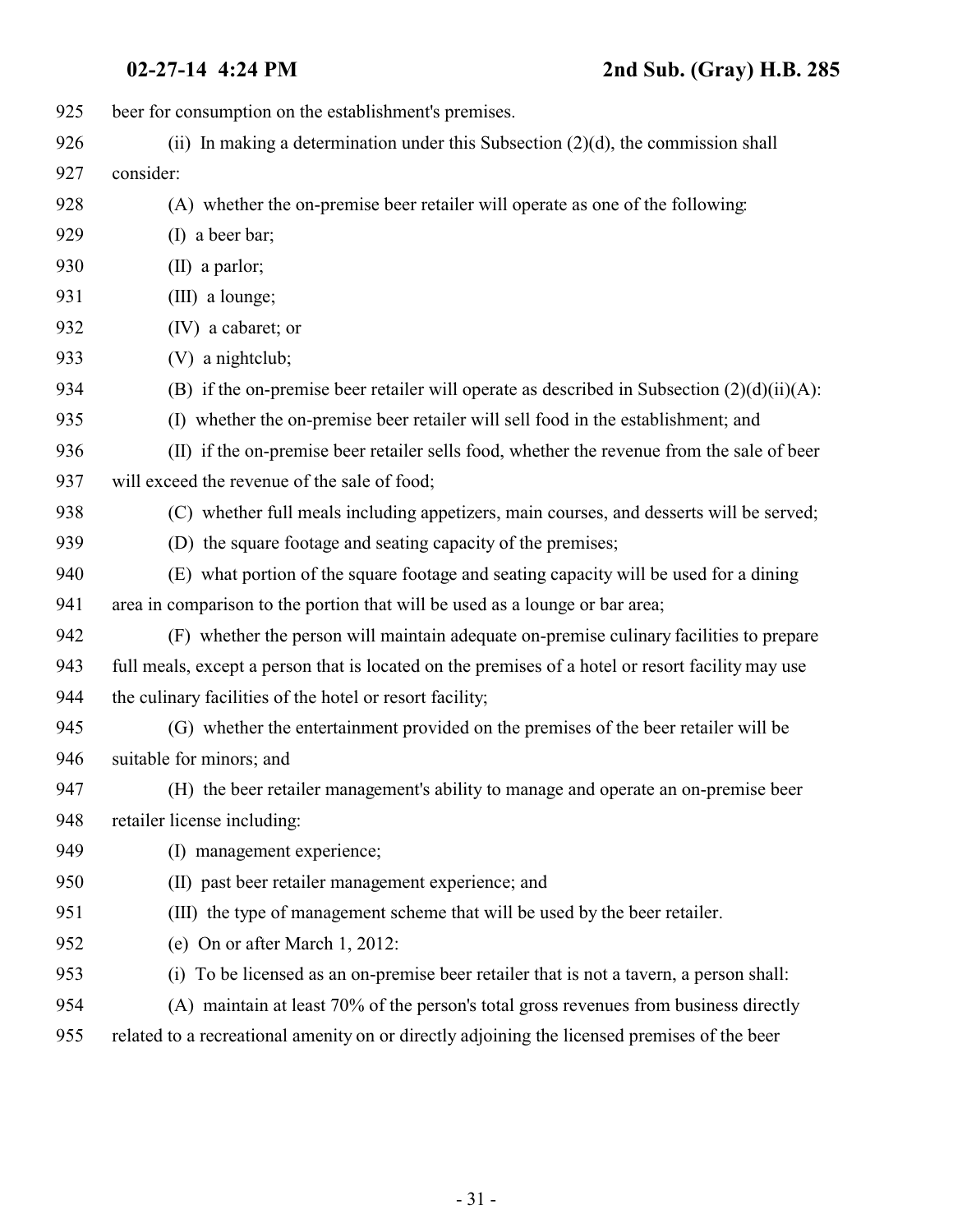beer for consumption on the establishment's premises.

(ii) In making a determination under this Subsection (2)(d), the commission shall consider:

(A) whether the on-premise beer retailer will operate as one of the following:

(I) a beer bar;

(II) a parlor;

(III) a lounge;

(IV) a cabaret; or

(V) a nightclub;

(B) if the on-premise beer retailer will operate as described in Subsection (2)(d)(ii)(A):

(I) whether the on-premise beer retailer will sell food in the establishment; and

(II) if the on-premise beer retailer sells food, whether the revenue from the sale of beer will exceed the revenue of the sale of food;

(C) whether full meals including appetizers, main courses, and desserts will be served;

(D) the square footage and seating capacity of the premises;

(E) what portion of the square footage and seating capacity will be used for a dining area in comparison to the portion that will be used as a lounge or bar area;

(F) whether the person will maintain adequate on-premise culinary facilities to prepare full meals, except a person that is located on the premises of a hotel or resort facility may use the culinary facilities of the hotel or resort facility;

(G) whether the entertainment provided on the premises of the beer retailer will be suitable for minors; and

(H) the beer retailer management's ability to manage and operate an on-premise beer retailer license including:

(I) management experience;

(II) past beer retailer management experience; and

(III) the type of management scheme that will be used by the beer retailer.

(e) On or after March 1, 2012:

(i) To be licensed as an on-premise beer retailer that is not a tavern, a person shall:

(A) maintain at least 70% of the person's total gross revenues from business directly related to a recreational amenity on or directly adjoining the licensed premises of the beer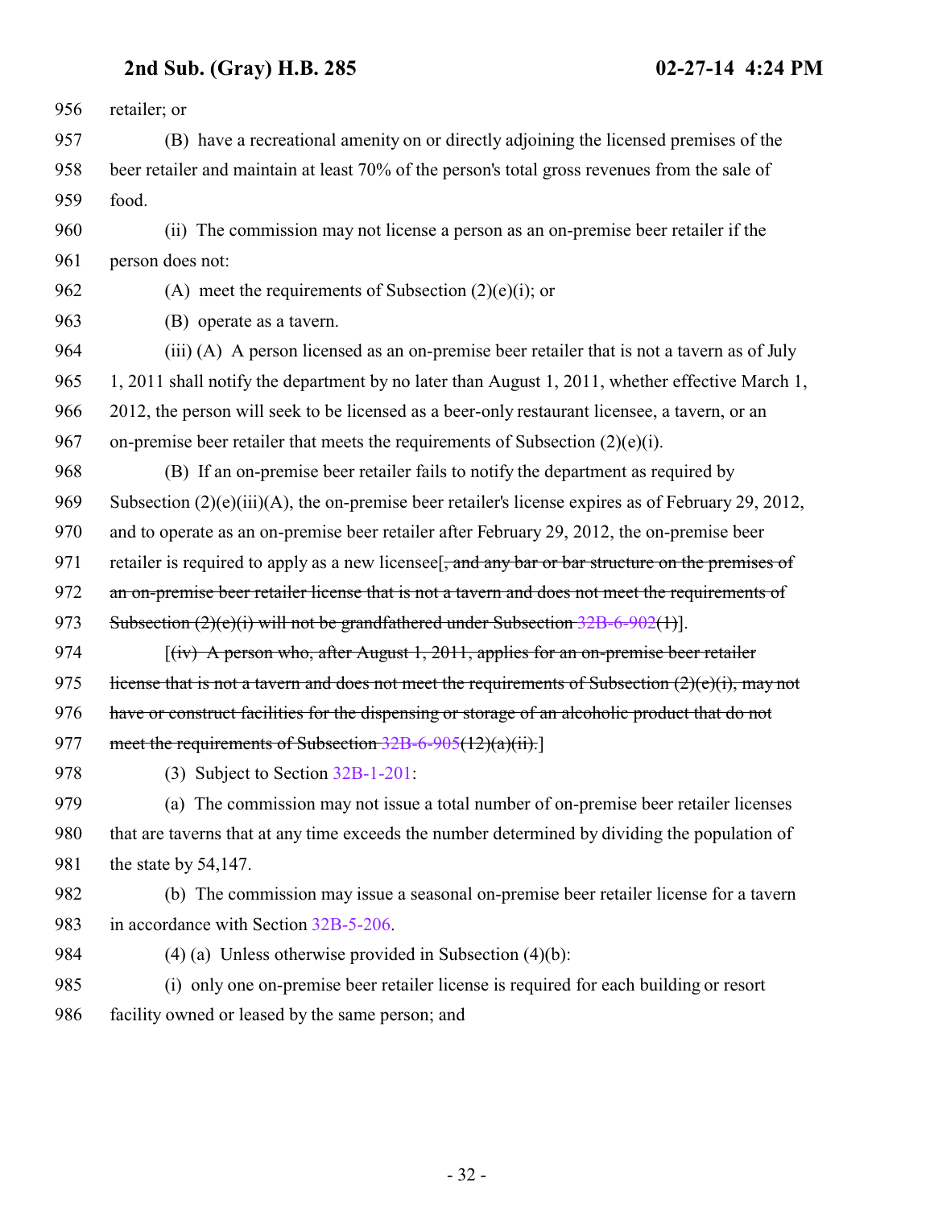956 retailer; or

957 (B) have a recreational amenity on or directly adjoining the licensed premises of the
958 beer retailer and maintain at least 70% of the person's total gross revenues from the sale of
959 food.

960 (ii) The commission may not license a person as an on-premise beer retailer if the
961 person does not:

962 (A) meet the requirements of Subsection (2)(e)(i); or

963 (B) operate as a tavern.

964 (iii) (A) A person licensed as an on-premise beer retailer that is not a tavern as of July
965 1, 2011 shall notify the department by no later than August 1, 2011, whether effective March 1,
966 2012, the person will seek to be licensed as a beer-only restaurant licensee, a tavern, or an
967 on-premise beer retailer that meets the requirements of Subsection (2)(e)(i).

968 (B) If an on-premise beer retailer fails to notify the department as required by
969 Subsection (2)(e)(iii)(A), the on-premise beer retailer's license expires as of February 29, 2012,
970 and to operate as an on-premise beer retailer after February 29, 2012, the on-premise beer
971 retailer is required to apply as a new licensee[~~, and any bar or bar structure on the premises of~~
972 ~~an on-premise beer retailer license that is not a tavern and does not meet the requirements of~~
973 ~~Subsection (2)(e)(i) will not be grandfathered under Subsection 32B-6-902(1)~~].

974 [~~(iv) A person who, after August 1, 2011, applies for an on-premise beer retailer~~
975 ~~license that is not a tavern and does not meet the requirements of Subsection (2)(e)(i), may not~~
976 ~~have or construct facilities for the dispensing or storage of an alcoholic product that do not~~
977 ~~meet the requirements of Subsection 32B-6-905(12)(a)(ii).~~]

978 (3) Subject to Section 32B-1-201:

979 (a) The commission may not issue a total number of on-premise beer retailer licenses
980 that are taverns that at any time exceeds the number determined by dividing the population of
981 the state by 54,147.

982 (b) The commission may issue a seasonal on-premise beer retailer license for a tavern
983 in accordance with Section 32B-5-206.

984 (4) (a) Unless otherwise provided in Subsection (4)(b):

985 (i) only one on-premise beer retailer license is required for each building or resort
986 facility owned or leased by the same person; and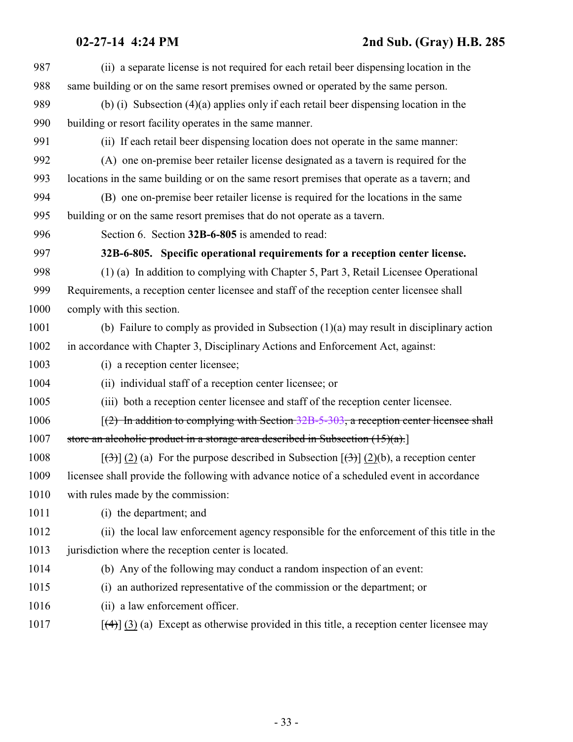987 (ii) a separate license is not required for each retail beer dispensing location in the
988 same building or on the same resort premises owned or operated by the same person.

989 (b) (i) Subsection (4)(a) applies only if each retail beer dispensing location in the
990 building or resort facility operates in the same manner.

991 (ii) If each retail beer dispensing location does not operate in the same manner:

992 (A) one on-premise beer retailer license designated as a tavern is required for the
993 locations in the same building or on the same resort premises that operate as a tavern; and

994 (B) one on-premise beer retailer license is required for the locations in the same
995 building or on the same resort premises that do not operate as a tavern.

996 Section 6. Section **32B-6-805** is amended to read:

997 **32B-6-805. Specific operational requirements for a reception center license.**

998 (1) (a) In addition to complying with Chapter 5, Part 3, Retail Licensee Operational
999 Requirements, a reception center licensee and staff of the reception center licensee shall
1000 comply with this section.

1001 (b) Failure to comply as provided in Subsection (1)(a) may result in disciplinary action
1002 in accordance with Chapter 3, Disciplinary Actions and Enforcement Act, against:

1003 (i) a reception center licensee;

1004 (ii) individual staff of a reception center licensee; or

1005 (iii) both a reception center licensee and staff of the reception center licensee.

1006 [~~(2) In addition to complying with Section 32B-5-303, a reception center licensee shall~~
1007 ~~store an alcoholic product in a storage area described in Subsection (15)(a).~~]

1008 [~~(3)~~] (2) (a) For the purpose described in Subsection [~~(3)~~] (2)(b), a reception center
1009 licensee shall provide the following with advance notice of a scheduled event in accordance
1010 with rules made by the commission:

1011 (i) the department; and

1012 (ii) the local law enforcement agency responsible for the enforcement of this title in the
1013 jurisdiction where the reception center is located.

1014 (b) Any of the following may conduct a random inspection of an event:

1015 (i) an authorized representative of the commission or the department; or

1016 (ii) a law enforcement officer.

1017 [~~(4)~~] (3) (a) Except as otherwise provided in this title, a reception center licensee may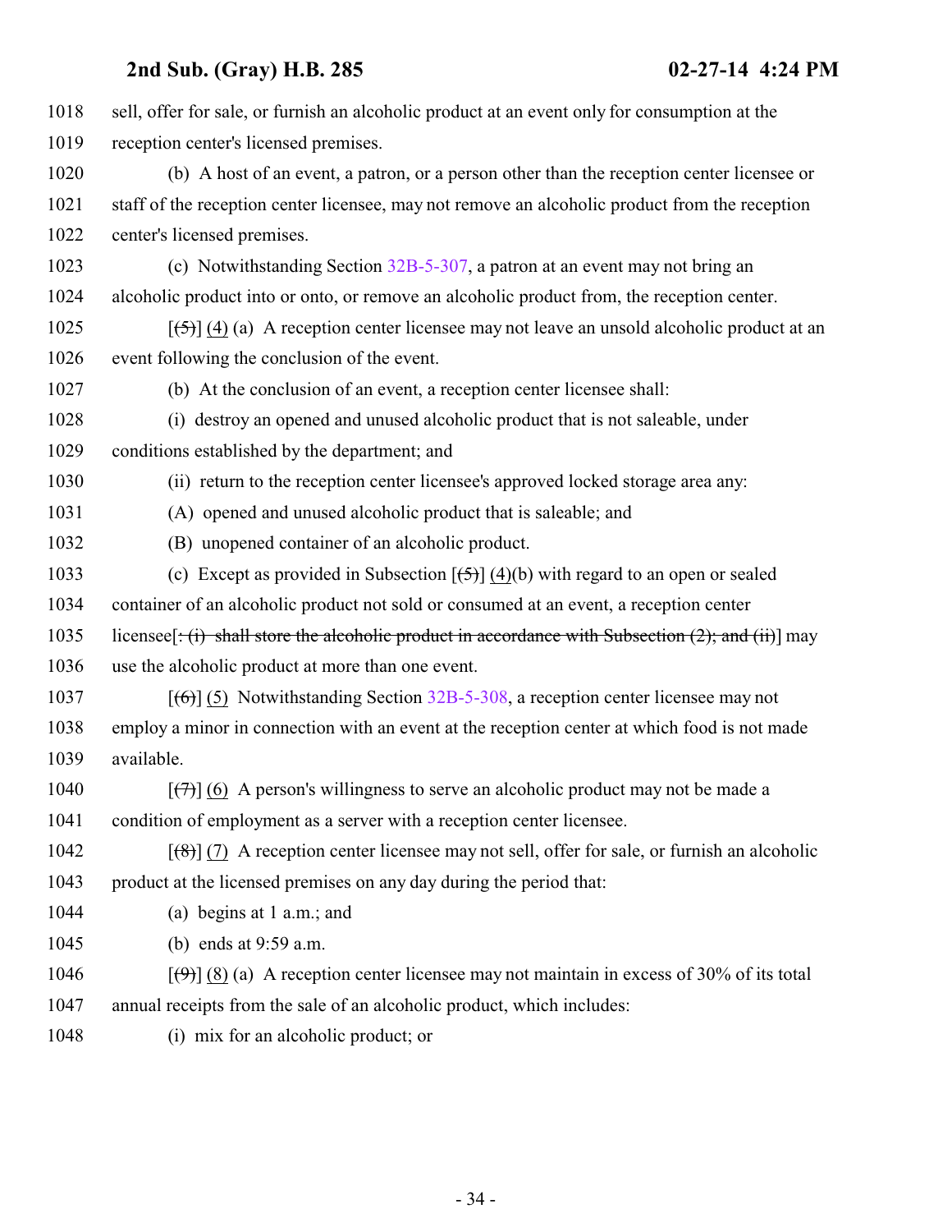1018 sell, offer for sale, or furnish an alcoholic product at an event only for consumption at the
1019 reception center's licensed premises.

1020 (b) A host of an event, a patron, or a person other than the reception center licensee or
1021 staff of the reception center licensee, may not remove an alcoholic product from the reception
1022 center's licensed premises.

1023 (c) Notwithstanding Section 32B-5-307, a patron at an event may not bring an
1024 alcoholic product into or onto, or remove an alcoholic product from, the reception center.

1025 [~~(5)~~] (4) (a) A reception center licensee may not leave an unsold alcoholic product at an
1026 event following the conclusion of the event.

1027 (b) At the conclusion of an event, a reception center licensee shall:

1028 (i) destroy an opened and unused alcoholic product that is not saleable, under
1029 conditions established by the department; and

1030 (ii) return to the reception center licensee's approved locked storage area any:

1031 (A) opened and unused alcoholic product that is saleable; and

1032 (B) unopened container of an alcoholic product.

1033 (c) Except as provided in Subsection [~~(5)~~] (4)(b) with regard to an open or sealed
1034 container of an alcoholic product not sold or consumed at an event, a reception center
1035 licensee[~~: (i) shall store the alcoholic product in accordance with Subsection (2); and (ii)~~] may
1036 use the alcoholic product at more than one event.

1037 [~~(6)~~] (5) Notwithstanding Section 32B-5-308, a reception center licensee may not
1038 employ a minor in connection with an event at the reception center at which food is not made
1039 available.

1040 [~~(7)~~] (6) A person's willingness to serve an alcoholic product may not be made a
1041 condition of employment as a server with a reception center licensee.

1042 [~~(8)~~] (7) A reception center licensee may not sell, offer for sale, or furnish an alcoholic
1043 product at the licensed premises on any day during the period that:

1044 (a) begins at 1 a.m.; and

1045 (b) ends at 9:59 a.m.

1046 [~~(9)~~] (8) (a) A reception center licensee may not maintain in excess of 30% of its total
1047 annual receipts from the sale of an alcoholic product, which includes:

1048 (i) mix for an alcoholic product; or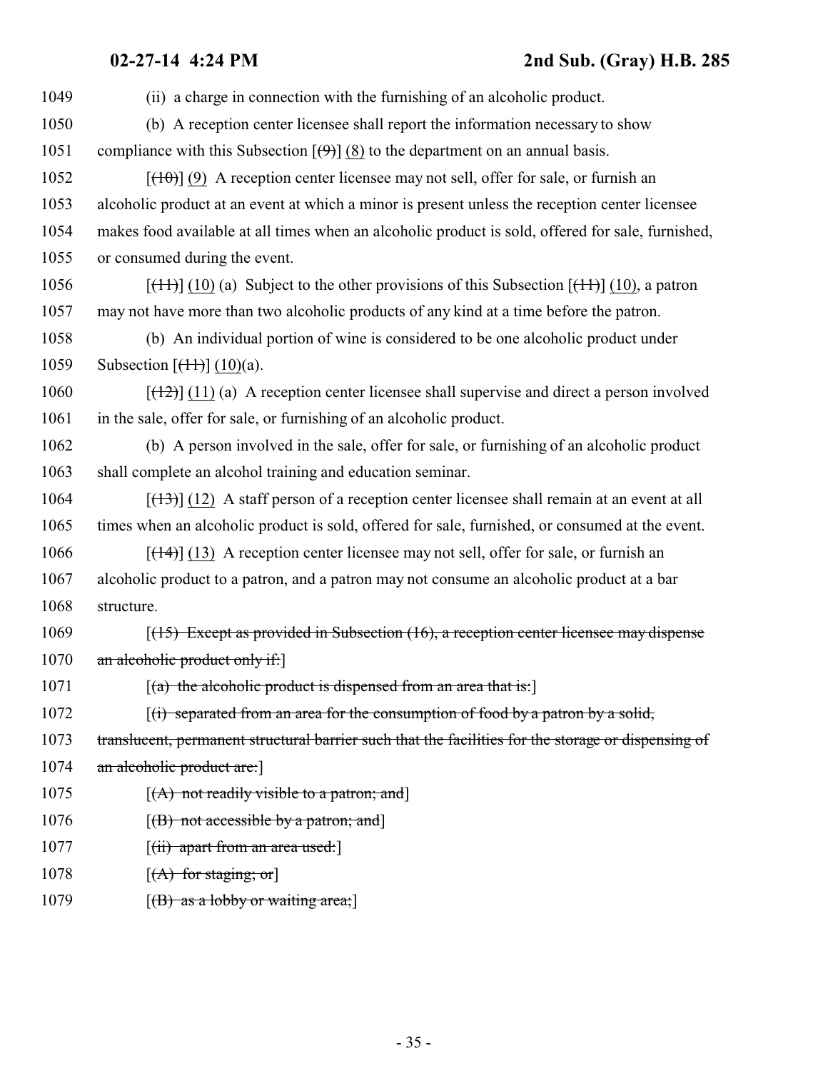1049 (ii) a charge in connection with the furnishing of an alcoholic product.

1050 (b) A reception center licensee shall report the information necessary to show

1051 compliance with this Subsection [~~(9)~~] (8) to the department on an annual basis.

1052 [~~(10)~~] (9) A reception center licensee may not sell, offer for sale, or furnish an

1053 alcoholic product at an event at which a minor is present unless the reception center licensee

1054 makes food available at all times when an alcoholic product is sold, offered for sale, furnished,

1055 or consumed during the event.

1056 [~~(11)~~] (10) (a) Subject to the other provisions of this Subsection [~~(11)~~] (10), a patron

1057 may not have more than two alcoholic products of any kind at a time before the patron.

1058 (b) An individual portion of wine is considered to be one alcoholic product under

1059 Subsection [~~(11)~~] (10)(a).

1060 [~~(12)~~] (11) (a) A reception center licensee shall supervise and direct a person involved

1061 in the sale, offer for sale, or furnishing of an alcoholic product.

1062 (b) A person involved in the sale, offer for sale, or furnishing of an alcoholic product

1063 shall complete an alcohol training and education seminar.

1064 [~~(13)~~] (12) A staff person of a reception center licensee shall remain at an event at all

1065 times when an alcoholic product is sold, offered for sale, furnished, or consumed at the event.

1066 [~~(14)~~] (13) A reception center licensee may not sell, offer for sale, or furnish an

1067 alcoholic product to a patron, and a patron may not consume an alcoholic product at a bar

1068 structure.

1069 [~~(15) Except as provided in Subsection (16), a reception center licensee may dispense~~

1070 ~~an alcoholic product only if:~~]

1071 [~~(a) the alcoholic product is dispensed from an area that is:~~]

1072 [~~(i) separated from an area for the consumption of food by a patron by a solid,~~

1073 ~~translucent, permanent structural barrier such that the facilities for the storage or dispensing of~~

1074 ~~an alcoholic product are:~~]

1075 [~~(A) not readily visible to a patron; and~~]

1076 [~~(B) not accessible by a patron; and~~]

1077 [~~(ii) apart from an area used:~~]

1078 [~~(A) for staging; or~~]

1079 [~~(B) as a lobby or waiting area;~~]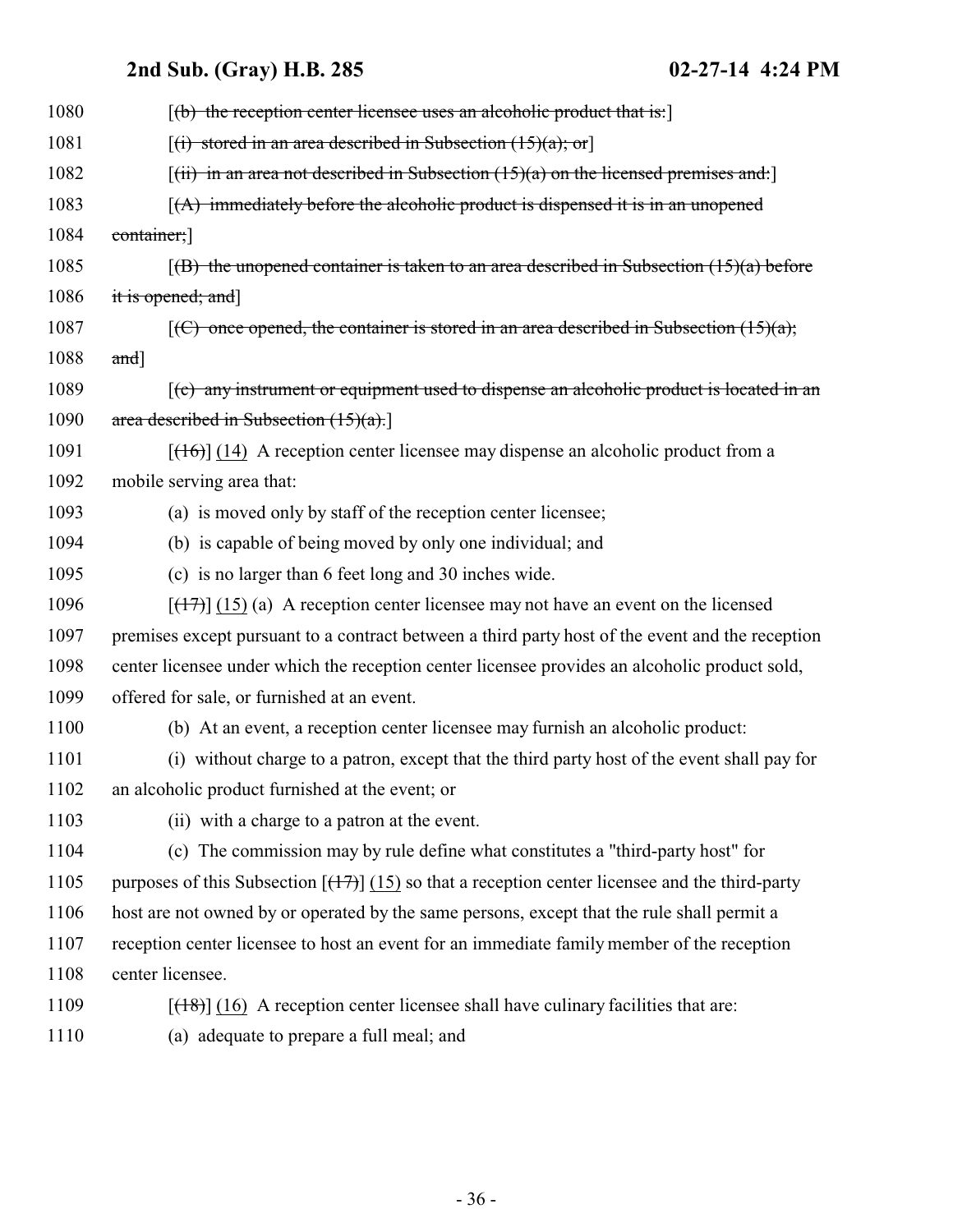1080 [(b) the reception center licensee uses an alcoholic product that is:]

1081 [(i) stored in an area described in Subsection (15)(a); or]

1082 [(ii) in an area not described in Subsection (15)(a) on the licensed premises and:]

1083 [(A) immediately before the alcoholic product is dispensed it is in an unopened

1084 container;]

1085 [(B) the unopened container is taken to an area described in Subsection (15)(a) before

1086 it is opened; and]

1087 [(C) once opened, the container is stored in an area described in Subsection (15)(a);

1088 and]

1089 [(c) any instrument or equipment used to dispense an alcoholic product is located in an

1090 area described in Subsection (15)(a).]

1091 [(16)] (14) A reception center licensee may dispense an alcoholic product from a

1092 mobile serving area that:

1093 (a) is moved only by staff of the reception center licensee;

1094 (b) is capable of being moved by only one individual; and

1095 (c) is no larger than 6 feet long and 30 inches wide.

1096 [(17)] (15) (a) A reception center licensee may not have an event on the licensed

1097 premises except pursuant to a contract between a third party host of the event and the reception

1098 center licensee under which the reception center licensee provides an alcoholic product sold,

1099 offered for sale, or furnished at an event.

1100 (b) At an event, a reception center licensee may furnish an alcoholic product:

1101 (i) without charge to a patron, except that the third party host of the event shall pay for

1102 an alcoholic product furnished at the event; or

1103 (ii) with a charge to a patron at the event.

1104 (c) The commission may by rule define what constitutes a "third-party host" for

1105 purposes of this Subsection [(17)] (15) so that a reception center licensee and the third-party

1106 host are not owned by or operated by the same persons, except that the rule shall permit a

1107 reception center licensee to host an event for an immediate family member of the reception

1108 center licensee.

1109 [(18)] (16) A reception center licensee shall have culinary facilities that are:

1110 (a) adequate to prepare a full meal; and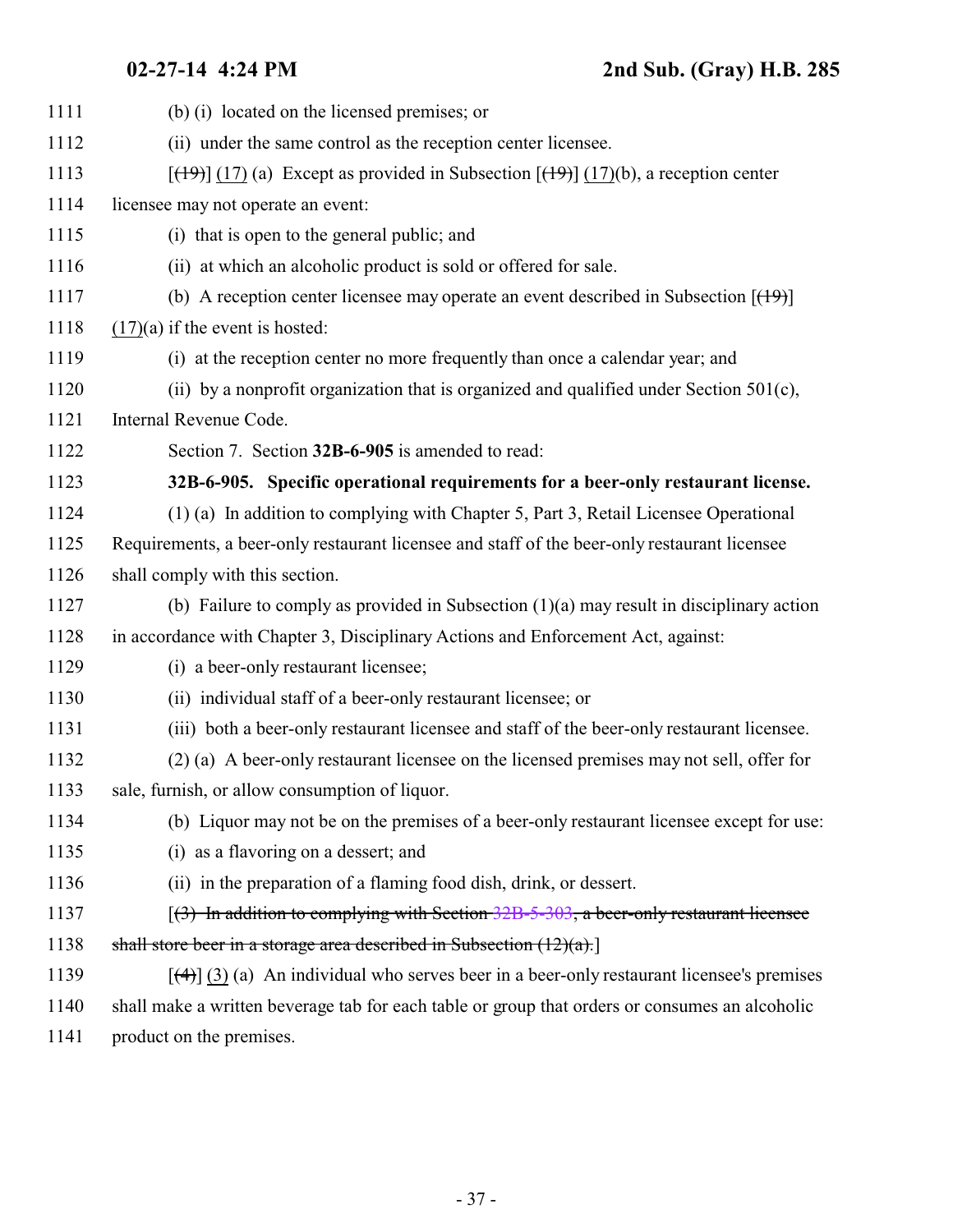(b) (i) located on the licensed premises; or

(ii) under the same control as the reception center licensee.

[~~(19)~~] (17) (a) Except as provided in Subsection [~~(19)~~] (17)(b), a reception center licensee may not operate an event:

(i) that is open to the general public; and

(ii) at which an alcoholic product is sold or offered for sale.

(b) A reception center licensee may operate an event described in Subsection [~~(19)~~] (17)(a) if the event is hosted:

(i) at the reception center no more frequently than once a calendar year; and

(ii) by a nonprofit organization that is organized and qualified under Section 501(c), Internal Revenue Code.

Section 7. Section **32B-6-905** is amended to read:

**32B-6-905. Specific operational requirements for a beer-only restaurant license.**

(1) (a) In addition to complying with Chapter 5, Part 3, Retail Licensee Operational Requirements, a beer-only restaurant licensee and staff of the beer-only restaurant licensee shall comply with this section.

(b) Failure to comply as provided in Subsection (1)(a) may result in disciplinary action in accordance with Chapter 3, Disciplinary Actions and Enforcement Act, against:

(i) a beer-only restaurant licensee;

(ii) individual staff of a beer-only restaurant licensee; or

(iii) both a beer-only restaurant licensee and staff of the beer-only restaurant licensee.

(2) (a) A beer-only restaurant licensee on the licensed premises may not sell, offer for sale, furnish, or allow consumption of liquor.

(b) Liquor may not be on the premises of a beer-only restaurant licensee except for use:

(i) as a flavoring on a dessert; and

(ii) in the preparation of a flaming food dish, drink, or dessert.

[~~(3) In addition to complying with Section 32B-5-303, a beer-only restaurant licensee shall store beer in a storage area described in Subsection (12)(a).~~]

[~~(4)~~] (3) (a) An individual who serves beer in a beer-only restaurant licensee's premises shall make a written beverage tab for each table or group that orders or consumes an alcoholic product on the premises.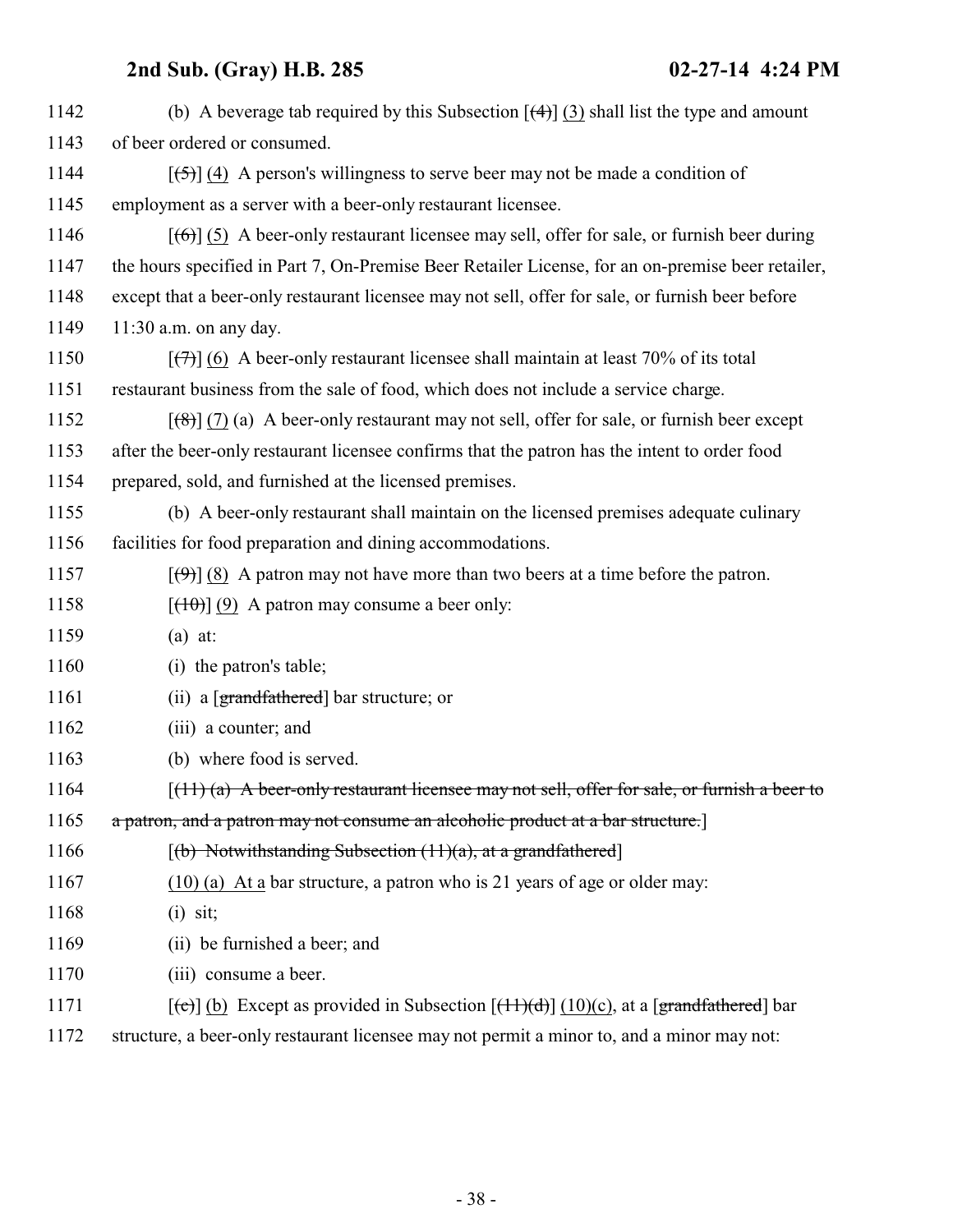1142 (b) A beverage tab required by this Subsection [~~(4)~~] (3) shall list the type and amount
1143 of beer ordered or consumed.

1144 [~~(5)~~] (4) A person's willingness to serve beer may not be made a condition of
1145 employment as a server with a beer-only restaurant licensee.

1146 [~~(6)~~] (5) A beer-only restaurant licensee may sell, offer for sale, or furnish beer during
1147 the hours specified in Part 7, On-Premise Beer Retailer License, for an on-premise beer retailer,
1148 except that a beer-only restaurant licensee may not sell, offer for sale, or furnish beer before
1149 11:30 a.m. on any day.

1150 [~~(7)~~] (6) A beer-only restaurant licensee shall maintain at least 70% of its total
1151 restaurant business from the sale of food, which does not include a service charge.

1152 [~~(8)~~] (7) (a) A beer-only restaurant may not sell, offer for sale, or furnish beer except
1153 after the beer-only restaurant licensee confirms that the patron has the intent to order food
1154 prepared, sold, and furnished at the licensed premises.

1155 (b) A beer-only restaurant shall maintain on the licensed premises adequate culinary
1156 facilities for food preparation and dining accommodations.

1157 [~~(9)~~] (8) A patron may not have more than two beers at a time before the patron.

1158 [~~(10)~~] (9) A patron may consume a beer only:

1159 (a) at:

1160 (i) the patron's table;

1161 (ii) a [~~grandfathered~~] bar structure; or

1162 (iii) a counter; and

1163 (b) where food is served.

1164 [~~(11) (a) A beer-only restaurant licensee may not sell, offer for sale, or furnish a beer to~~
1165 ~~a patron, and a patron may not consume an alcoholic product at a bar structure.~~]

1166 [~~(b) Notwithstanding Subsection (11)(a), at a grandfathered~~]

1167 (10) (a) At a bar structure, a patron who is 21 years of age or older may:

1168 (i) sit;

1169 (ii) be furnished a beer; and

1170 (iii) consume a beer.

1171 [~~(c)~~] (b) Except as provided in Subsection [~~(11)(d)~~] (10)(c), at a [~~grandfathered~~] bar
1172 structure, a beer-only restaurant licensee may not permit a minor to, and a minor may not: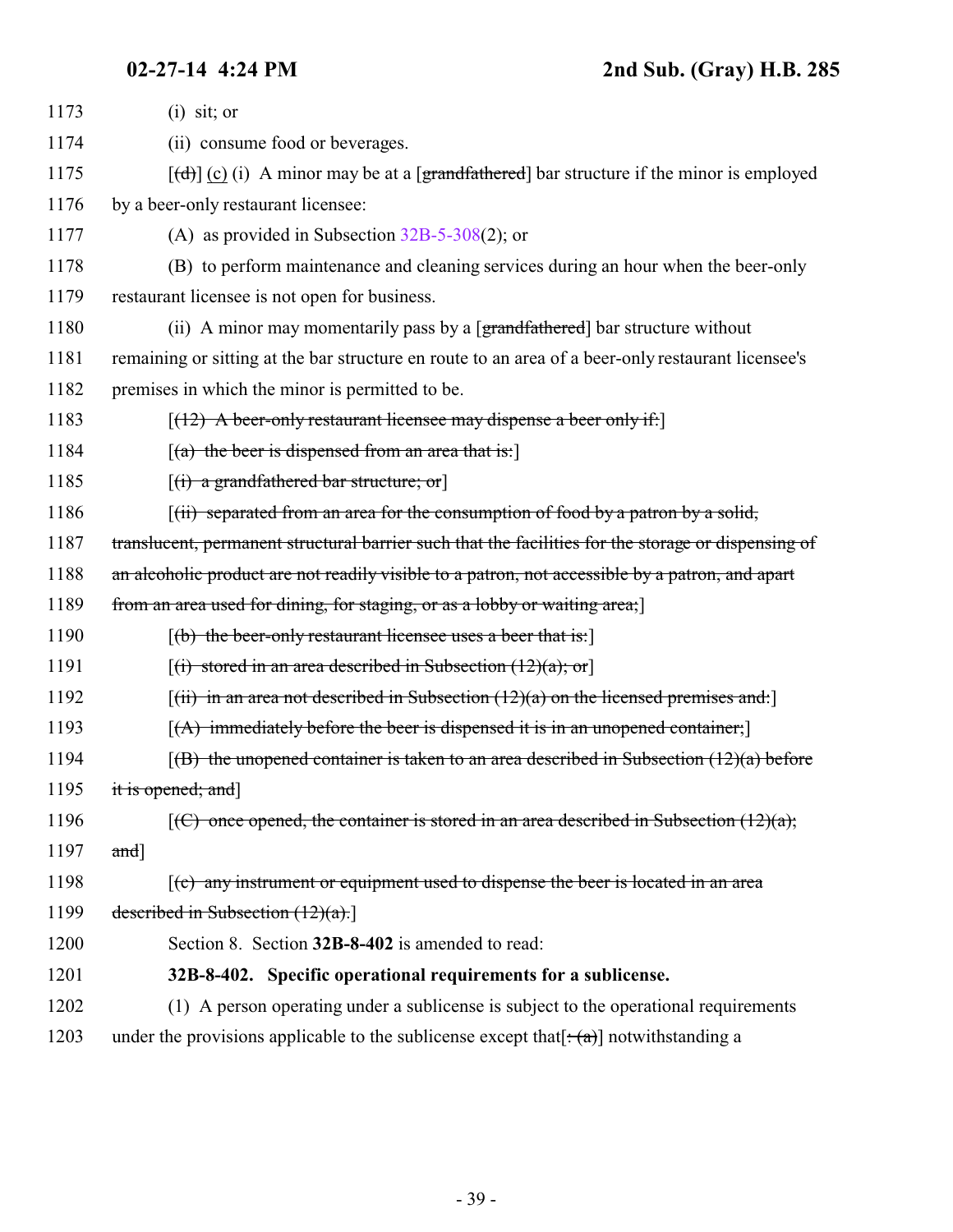1173 (i) sit; or

1174 (ii) consume food or beverages.

1175 [~~(d)~~] (c) (i) A minor may be at a [~~grandfathered~~] bar structure if the minor is employed

1176 by a beer-only restaurant licensee:

1177 (A) as provided in Subsection 32B-5-308(2); or

1178 (B) to perform maintenance and cleaning services during an hour when the beer-only

1179 restaurant licensee is not open for business.

1180 (ii) A minor may momentarily pass by a [~~grandfathered~~] bar structure without

1181 remaining or sitting at the bar structure en route to an area of a beer-only restaurant licensee's

1182 premises in which the minor is permitted to be.

1183 [~~(12) A beer-only restaurant licensee may dispense a beer only if:~~]

1184 [~~(a) the beer is dispensed from an area that is:~~]

1185 [~~(i) a grandfathered bar structure; or~~]

1186 [~~(ii) separated from an area for the consumption of food by a patron by a solid,~~

1187 ~~translucent, permanent structural barrier such that the facilities for the storage or dispensing of~~

1188 ~~an alcoholic product are not readily visible to a patron, not accessible by a patron, and apart~~

1189 ~~from an area used for dining, for staging, or as a lobby or waiting area;~~]

1190 [~~(b) the beer-only restaurant licensee uses a beer that is:~~]

1191 [~~(i) stored in an area described in Subsection (12)(a); or~~]

1192 [~~(ii) in an area not described in Subsection (12)(a) on the licensed premises and:~~]

1193 [~~(A) immediately before the beer is dispensed it is in an unopened container;~~]

1194 [~~(B) the unopened container is taken to an area described in Subsection (12)(a) before~~

1195 ~~it is opened; and~~]

1196 [~~(C) once opened, the container is stored in an area described in Subsection (12)(a);~~

1197 ~~and~~]

1198 [~~(c) any instrument or equipment used to dispense the beer is located in an area~~

1199 ~~described in Subsection (12)(a).~~]

1200 Section 8. Section **32B-8-402** is amended to read:

1201 **32B-8-402. Specific operational requirements for a sublicense.**

1202 (1) A person operating under a sublicense is subject to the operational requirements

1203 under the provisions applicable to the sublicense except that[~~: (a)~~] notwithstanding a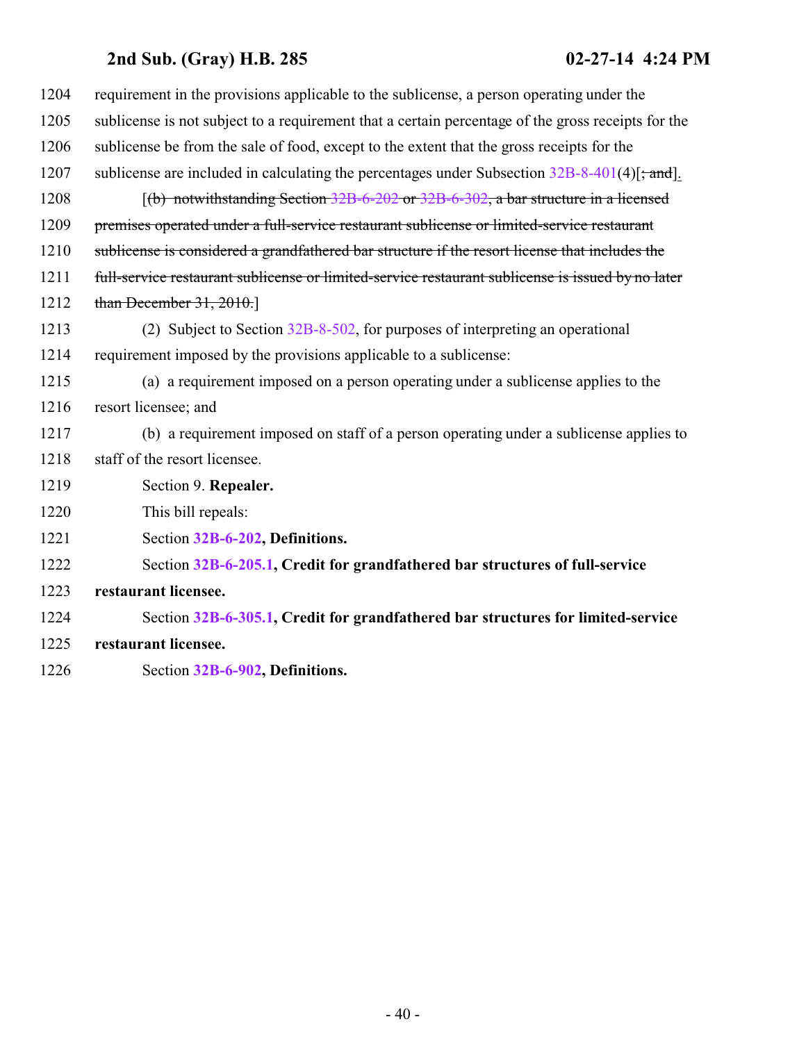1204 requirement in the provisions applicable to the sublicense, a person operating under the
1205 sublicense is not subject to a requirement that a certain percentage of the gross receipts for the
1206 sublicense be from the sale of food, except to the extent that the gross receipts for the
1207 sublicense are included in calculating the percentages under Subsection 32B-8-401(4)[~~; and~~].

1208 [~~(b) notwithstanding Section 32B-6-202 or 32B-6-302, a bar structure in a licensed~~
1209 ~~premises operated under a full-service restaurant sublicense or limited-service restaurant~~
1210 ~~sublicense is considered a grandfathered bar structure if the resort license that includes the~~
1211 ~~full-service restaurant sublicense or limited-service restaurant sublicense is issued by no later~~
1212 ~~than December 31, 2010.~~]

1213 (2) Subject to Section 32B-8-502, for purposes of interpreting an operational
1214 requirement imposed by the provisions applicable to a sublicense:

1215 (a) a requirement imposed on a person operating under a sublicense applies to the
1216 resort licensee; and

1217 (b) a requirement imposed on staff of a person operating under a sublicense applies to
1218 staff of the resort licensee.

1219 Section 9. **Repealer.**

1220 This bill repeals:

1221 Section **32B-6-202, Definitions.**

1222 Section **32B-6-205.1, Credit for grandfathered bar structures of full-service**
1223 **restaurant licensee.**

1224 Section **32B-6-305.1, Credit for grandfathered bar structures for limited-service**
1225 **restaurant licensee.**

1226 Section **32B-6-902, Definitions.**